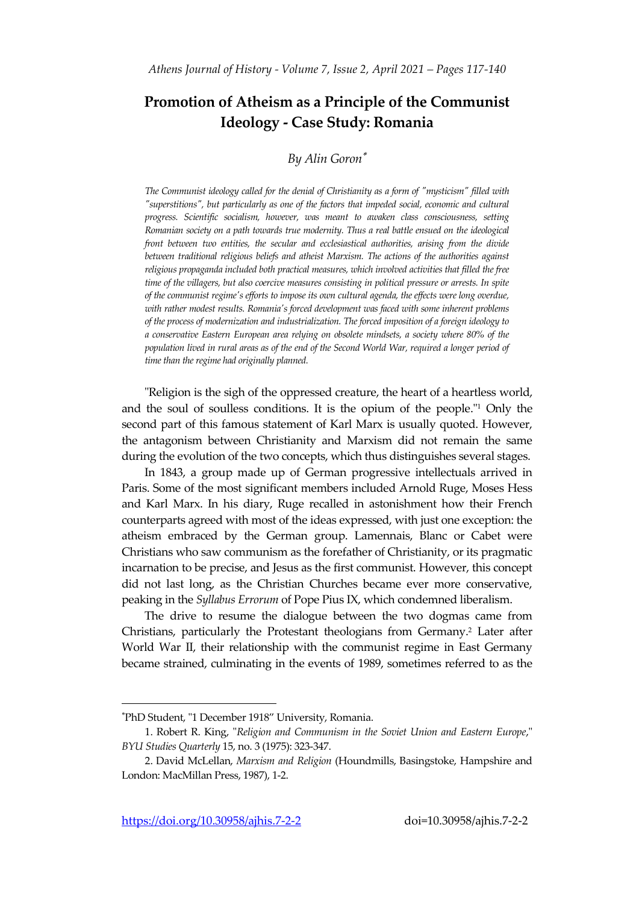# Promotion of Atheism as a Principle of the Communist Ideology - Case Study: Romania

*By Alin Goron[*]*

*The Communist ideology called for the denial of Christianity as a form of "mysticism" filled with "superstitions", but particularly as one of the factors that impeded social, economic and cultural progress. Scientific socialism, however, was meant to awaken class consciousness, setting Romanian society on a path towards true modernity. Thus a real battle ensued on the ideological front between two entities, the secular and ecclesiastical authorities, arising from the divide between traditional religious beliefs and atheist Marxism. The actions of the authorities against religious propaganda included both practical measures, which involved activities that filled the free time of the villagers, but also coercive measures consisting in political pressure or arrests. In spite of the communist regime's efforts to impose its own cultural agenda, the effects were long overdue, with rather modest results. Romania's forced development was faced with some inherent problems of the process of modernization and industrialization. The forced imposition of a foreign ideology to a conservative Eastern European area relying on obsolete mindsets, a society where 80% of the population lived in rural areas as of the end of the Second World War, required a longer period of time than the regime had originally planned.*

"Religion is the sigh of the oppressed creature, the heart of a heartless world, and the soul of soulless conditions. It is the opium of the people."[1] Only the second part of this famous statement of Karl Marx is usually quoted. However, the antagonism between Christianity and Marxism did not remain the same during the evolution of the two concepts, which thus distinguishes several stages.

In 1843, a group made up of German progressive intellectuals arrived in Paris. Some of the most significant members included Arnold Ruge, Moses Hess and Karl Marx. In his diary, Ruge recalled in astonishment how their French counterparts agreed with most of the ideas expressed, with just one exception: the atheism embraced by the German group. Lamennais, Blanc or Cabet were Christians who saw communism as the forefather of Christianity, or its pragmatic incarnation to be precise, and Jesus as the first communist. However, this concept did not last long, as the Christian Churches became ever more conservative, peaking in the *Syllabus Errorum* of Pope Pius IX, which condemned liberalism.

The drive to resume the dialogue between the two dogmas came from Christians, particularly the Protestant theologians from Germany.[2] Later after World War II, their relationship with the communist regime in East Germany became strained, culminating in the events of 1989, sometimes referred to as the

---

[*] PhD Student, "1 December 1918" University, Romania.

1. Robert R. King, "*Religion and Communism in the Soviet Union and Eastern Europe*," *BYU Studies Quarterly* 15, no. 3 (1975): 323-347.

2. David McLellan, *Marxism and Religion* (Houndmills, Basingstoke, Hampshire and London: MacMillan Press, 1987), 1-2.

https://doi.org/10.30958/ajhis.7-2-2 doi=10.30958/ajhis.7-2-2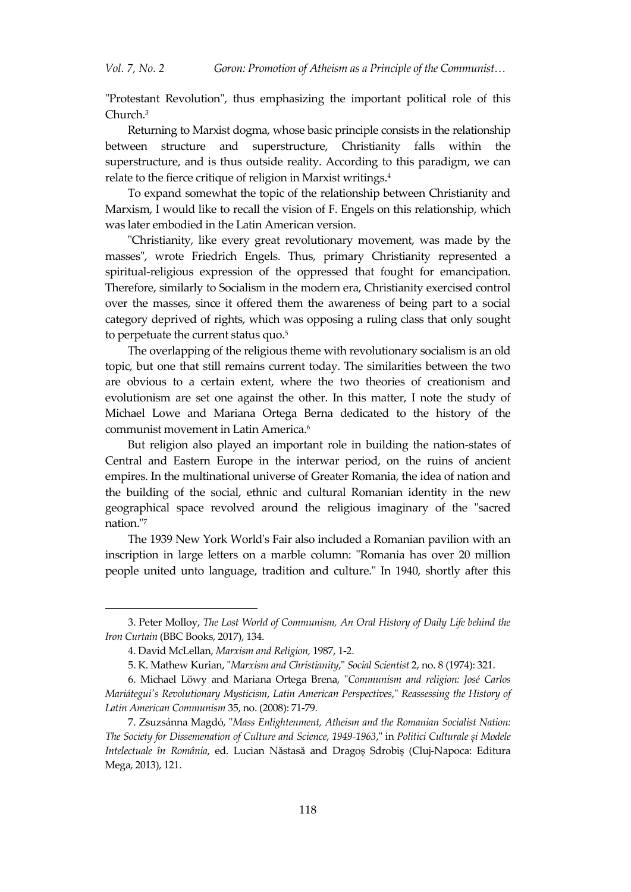"Protestant Revolution", thus emphasizing the important political role of this Church.[3]

Returning to Marxist dogma, whose basic principle consists in the relationship between structure and superstructure, Christianity falls within the superstructure, and is thus outside reality. According to this paradigm, we can relate to the fierce critique of religion in Marxist writings.[4]

To expand somewhat the topic of the relationship between Christianity and Marxism, I would like to recall the vision of F. Engels on this relationship, which was later embodied in the Latin American version.

"Christianity, like every great revolutionary movement, was made by the masses", wrote Friedrich Engels. Thus, primary Christianity represented a spiritual-religious expression of the oppressed that fought for emancipation. Therefore, similarly to Socialism in the modern era, Christianity exercised control over the masses, since it offered them the awareness of being part to a social category deprived of rights, which was opposing a ruling class that only sought to perpetuate the current status quo.[5]

The overlapping of the religious theme with revolutionary socialism is an old topic, but one that still remains current today. The similarities between the two are obvious to a certain extent, where the two theories of creationism and evolutionism are set one against the other. In this matter, I note the study of Michael Lowe and Mariana Ortega Berna dedicated to the history of the communist movement in Latin America.[6]

But religion also played an important role in building the nation-states of Central and Eastern Europe in the interwar period, on the ruins of ancient empires. In the multinational universe of Greater Romania, the idea of nation and the building of the social, ethnic and cultural Romanian identity in the new geographical space revolved around the religious imaginary of the "sacred nation."[7]

The 1939 New York World's Fair also included a Romanian pavilion with an inscription in large letters on a marble column: "Romania has over 20 million people united unto language, tradition and culture." In 1940, shortly after this

---

3. Peter Molloy, *The Lost World of Communism, An Oral History of Daily Life behind the Iron Curtain* (BBC Books, 2017), 134.

4. David McLellan, *Marxism and Religion,* 1987, 1-2.

5. K. Mathew Kurian, "*Marxism and Christianity*," *Social Scientist* 2, no. 8 (1974): 321.

6. Michael Löwy and Mariana Ortega Brena, "*Communism and religion: José Carlos Mariátegui's Revolutionary Mysticism*, *Latin American Perspectives*," *Reassessing the History of Latin American Communism* 35, no. (2008): 71-79.

7. Zsuzsánna Magdó, "*Mass Enlightenment, Atheism and the Romanian Socialist Nation: The Society for Dissemenation of Culture and Science, 1949-1963*," in *Politici Culturale și Modele Intelectuale în România*, ed. Lucian Năstasă and Dragoș Sdrobiș (Cluj-Napoca: Editura Mega, 2013), 121.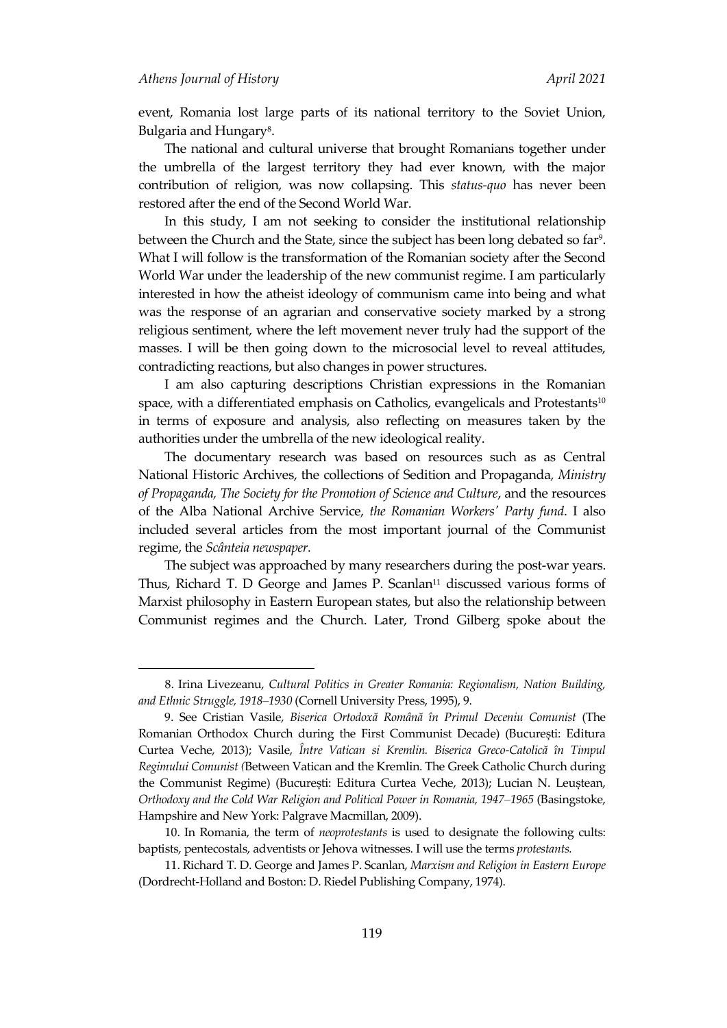event, Romania lost large parts of its national territory to the Soviet Union, Bulgaria and Hungary[8].

The national and cultural universe that brought Romanians together under the umbrella of the largest territory they had ever known, with the major contribution of religion, was now collapsing. This *status-quo* has never been restored after the end of the Second World War.

In this study, I am not seeking to consider the institutional relationship between the Church and the State, since the subject has been long debated so far[9]. What I will follow is the transformation of the Romanian society after the Second World War under the leadership of the new communist regime. I am particularly interested in how the atheist ideology of communism came into being and what was the response of an agrarian and conservative society marked by a strong religious sentiment, where the left movement never truly had the support of the masses. I will be then going down to the microsocial level to reveal attitudes, contradicting reactions, but also changes in power structures.

I am also capturing descriptions Christian expressions in the Romanian space, with a differentiated emphasis on Catholics, evangelicals and Protestants[10] in terms of exposure and analysis, also reflecting on measures taken by the authorities under the umbrella of the new ideological reality.

The documentary research was based on resources such as as Central National Historic Archives, the collections of Sedition and Propaganda*, Ministry of Propaganda, The Society for the Promotion of Science and Culture*, and the resources of the Alba National Archive Service, *the Romanian Workers' Party fund*. I also included several articles from the most important journal of the Communist regime, the *Scânteia newspaper*.

The subject was approached by many researchers during the post-war years. Thus, Richard T. D George and James P. Scanlan[11] discussed various forms of Marxist philosophy in Eastern European states, but also the relationship between Communist regimes and the Church. Later, Trond Gilberg spoke about the

---

8. Irina Livezeanu, *Cultural Politics in Greater Romania: Regionalism, Nation Building, and Ethnic Struggle, 1918–1930* (Cornell University Press, 1995), 9.

9. See Cristian Vasile, *Biserica Ortodoxă Română în Primul Deceniu Comunist* (The Romanian Orthodox Church during the First Communist Decade) (București: Editura Curtea Veche, 2013); Vasile, *Între Vatican si Kremlin. Biserica Greco-Catolică în Timpul Regimului Comunist (*Between Vatican and the Kremlin. The Greek Catholic Church during the Communist Regime) (București: Editura Curtea Veche, 2013); Lucian N. Leuștean, *Orthodoxy and the Cold War Religion and Political Power in Romania, 1947–1965* (Basingstoke, Hampshire and New York: Palgrave Macmillan, 2009).

10. In Romania, the term of *neoprotestants* is used to designate the following cults: baptists, pentecostals, adventists or Jehova witnesses. I will use the terms *protestants.*

11. Richard T. D. George and James P. Scanlan, *Marxism and Religion in Eastern Europe* (Dordrecht-Holland and Boston: D. Riedel Publishing Company, 1974).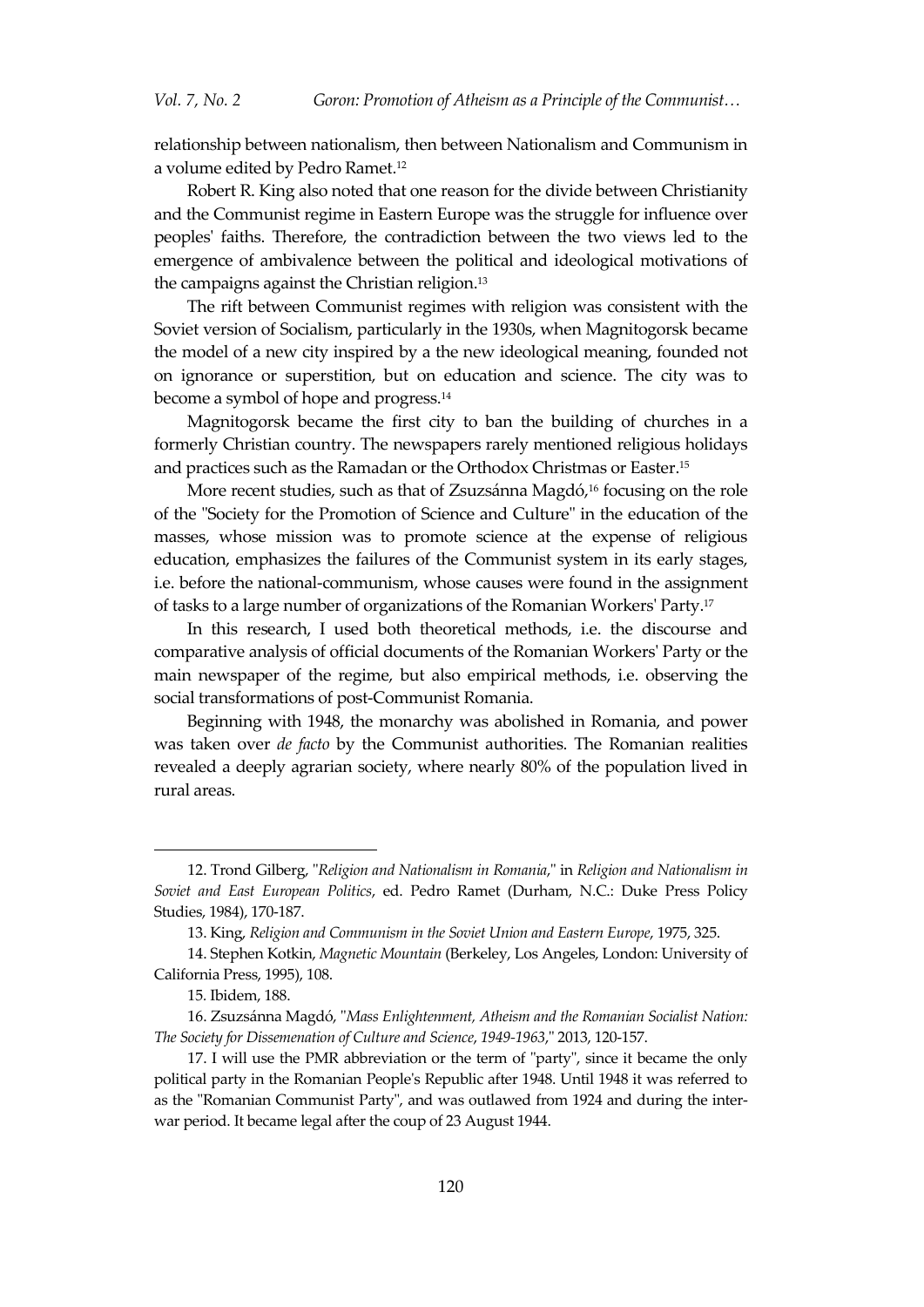relationship between nationalism, then between Nationalism and Communism in a volume edited by Pedro Ramet.[12]

Robert R. King also noted that one reason for the divide between Christianity and the Communist regime in Eastern Europe was the struggle for influence over peoples' faiths. Therefore, the contradiction between the two views led to the emergence of ambivalence between the political and ideological motivations of the campaigns against the Christian religion.[13]

The rift between Communist regimes with religion was consistent with the Soviet version of Socialism, particularly in the 1930s, when Magnitogorsk became the model of a new city inspired by a the new ideological meaning, founded not on ignorance or superstition, but on education and science. The city was to become a symbol of hope and progress.[14]

Magnitogorsk became the first city to ban the building of churches in a formerly Christian country. The newspapers rarely mentioned religious holidays and practices such as the Ramadan or the Orthodox Christmas or Easter.[15]

More recent studies, such as that of Zsuzsánna Magdó,[16] focusing on the role of the "Society for the Promotion of Science and Culture" in the education of the masses, whose mission was to promote science at the expense of religious education, emphasizes the failures of the Communist system in its early stages, i.e. before the national-communism, whose causes were found in the assignment of tasks to a large number of organizations of the Romanian Workers' Party.[17]

In this research, I used both theoretical methods, i.e. the discourse and comparative analysis of official documents of the Romanian Workers' Party or the main newspaper of the regime, but also empirical methods, i.e. observing the social transformations of post-Communist Romania.

Beginning with 1948, the monarchy was abolished in Romania, and power was taken over *de facto* by the Communist authorities. The Romanian realities revealed a deeply agrarian society, where nearly 80% of the population lived in rural areas.

---

12. Trond Gilberg, "*Religion and Nationalism in Romania*," in *Religion and Nationalism in Soviet and East European Politics*, ed. Pedro Ramet (Durham, N.C.: Duke Press Policy Studies, 1984), 170-187.

13. King, *Religion and Communism in the Soviet Union and Eastern Europe*, 1975, 325.

14. Stephen Kotkin, *Magnetic Mountain* (Berkeley, Los Angeles, London: University of California Press, 1995), 108.

15. Ibidem, 188.

16. Zsuzsánna Magdó, "*Mass Enlightenment, Atheism and the Romanian Socialist Nation: The Society for Dissemenation of Culture and Science, 1949-1963*," 2013, 120-157.

17. I will use the PMR abbreviation or the term of "party", since it became the only political party in the Romanian People's Republic after 1948. Until 1948 it was referred to as the "Romanian Communist Party", and was outlawed from 1924 and during the inter-war period. It became legal after the coup of 23 August 1944.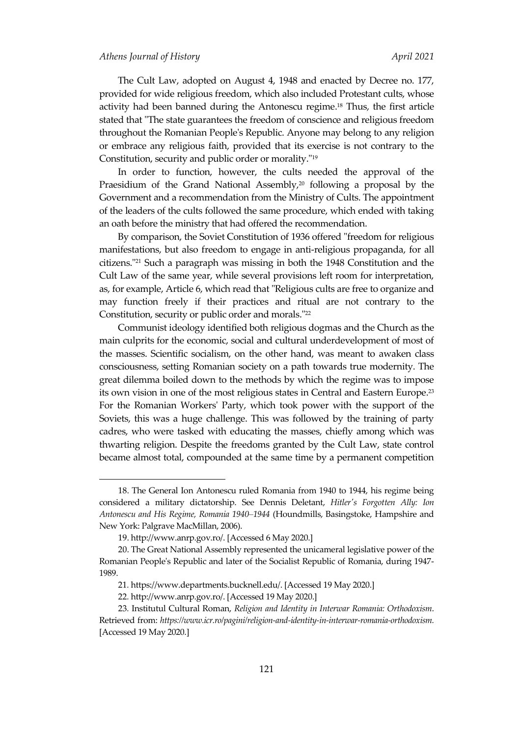The Cult Law, adopted on August 4, 1948 and enacted by Decree no. 177, provided for wide religious freedom, which also included Protestant cults, whose activity had been banned during the Antonescu regime.[18] Thus, the first article stated that "The state guarantees the freedom of conscience and religious freedom throughout the Romanian People's Republic. Anyone may belong to any religion or embrace any religious faith, provided that its exercise is not contrary to the Constitution, security and public order or morality."[19]

In order to function, however, the cults needed the approval of the Praesidium of the Grand National Assembly,[20] following a proposal by the Government and a recommendation from the Ministry of Cults. The appointment of the leaders of the cults followed the same procedure, which ended with taking an oath before the ministry that had offered the recommendation.

By comparison, the Soviet Constitution of 1936 offered "freedom for religious manifestations, but also freedom to engage in anti-religious propaganda, for all citizens."[21] Such a paragraph was missing in both the 1948 Constitution and the Cult Law of the same year, while several provisions left room for interpretation, as, for example, Article 6, which read that "Religious cults are free to organize and may function freely if their practices and ritual are not contrary to the Constitution, security or public order and morals."[22]

Communist ideology identified both religious dogmas and the Church as the main culprits for the economic, social and cultural underdevelopment of most of the masses. Scientific socialism, on the other hand, was meant to awaken class consciousness, setting Romanian society on a path towards true modernity. The great dilemma boiled down to the methods by which the regime was to impose its own vision in one of the most religious states in Central and Eastern Europe.[23] For the Romanian Workers' Party, which took power with the support of the Soviets, this was a huge challenge. This was followed by the training of party cadres, who were tasked with educating the masses, chiefly among which was thwarting religion. Despite the freedoms granted by the Cult Law, state control became almost total, compounded at the same time by a permanent competition

---

18. The General Ion Antonescu ruled Romania from 1940 to 1944, his regime being considered a military dictatorship. See Dennis Deletant, *Hitler's Forgotten Ally: Ion Antonescu and His Regime, Romania 1940–1944* (Houndmills, Basingstoke, Hampshire and New York: Palgrave MacMillan, 2006).

19. http://www.anrp.gov.ro/. [Accessed 6 May 2020.]

20. The Great National Assembly represented the unicameral legislative power of the Romanian People's Republic and later of the Socialist Republic of Romania, during 1947-1989.

21. https://www.departments.bucknell.edu/. [Accessed 19 May 2020.]

22. http://www.anrp.gov.ro/. [Accessed 19 May 2020.]

23. Institutul Cultural Roman, *Religion and Identity in Interwar Romania: Orthodoxism*. Retrieved from: *https://www.icr.ro/pagini/religion-and-identity-in-interwar-romania-orthodoxism.* [Accessed 19 May 2020.]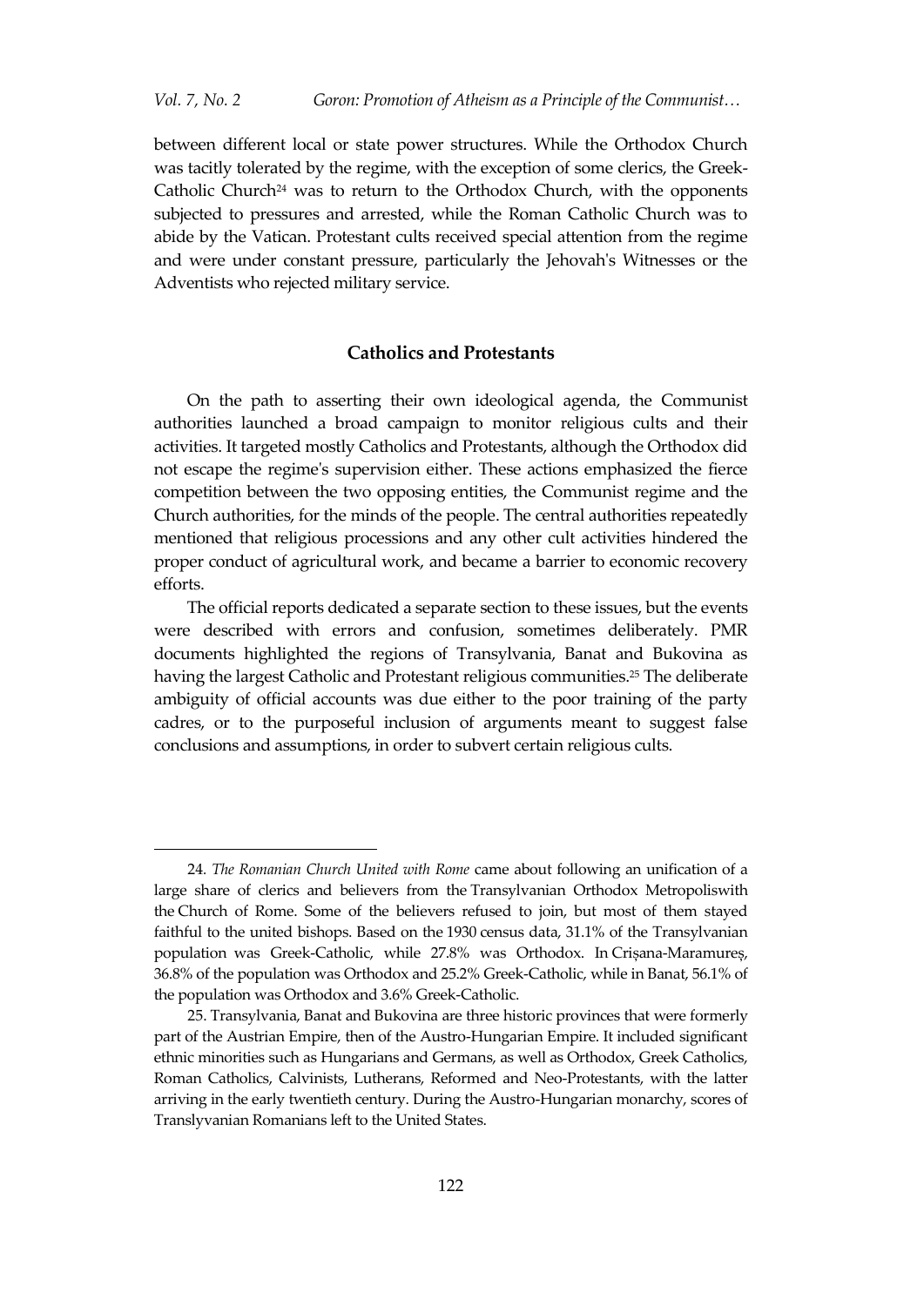between different local or state power structures. While the Orthodox Church was tacitly tolerated by the regime, with the exception of some clerics, the Greek-Catholic Church[24] was to return to the Orthodox Church, with the opponents subjected to pressures and arrested, while the Roman Catholic Church was to abide by the Vatican. Protestant cults received special attention from the regime and were under constant pressure, particularly the Jehovah's Witnesses or the Adventists who rejected military service.

## Catholics and Protestants

On the path to asserting their own ideological agenda, the Communist authorities launched a broad campaign to monitor religious cults and their activities. It targeted mostly Catholics and Protestants, although the Orthodox did not escape the regime's supervision either. These actions emphasized the fierce competition between the two opposing entities, the Communist regime and the Church authorities, for the minds of the people. The central authorities repeatedly mentioned that religious processions and any other cult activities hindered the proper conduct of agricultural work, and became a barrier to economic recovery efforts.

The official reports dedicated a separate section to these issues, but the events were described with errors and confusion, sometimes deliberately. PMR documents highlighted the regions of Transylvania, Banat and Bukovina as having the largest Catholic and Protestant religious communities.[25] The deliberate ambiguity of official accounts was due either to the poor training of the party cadres, or to the purposeful inclusion of arguments meant to suggest false conclusions and assumptions, in order to subvert certain religious cults.

---

24. *The Romanian Church United with Rome* came about following an unification of a large share of clerics and believers from the Transylvanian Orthodox Metropoliswith the Church of Rome. Some of the believers refused to join, but most of them stayed faithful to the united bishops. Based on the 1930 census data, 31.1% of the Transylvanian population was Greek-Catholic, while 27.8% was Orthodox. In Crișana-Maramureș, 36.8% of the population was Orthodox and 25.2% Greek-Catholic, while in Banat, 56.1% of the population was Orthodox and 3.6% Greek-Catholic.

25. Transylvania, Banat and Bukovina are three historic provinces that were formerly part of the Austrian Empire, then of the Austro-Hungarian Empire. It included significant ethnic minorities such as Hungarians and Germans, as well as Orthodox, Greek Catholics, Roman Catholics, Calvinists, Lutherans, Reformed and Neo-Protestants, with the latter arriving in the early twentieth century. During the Austro-Hungarian monarchy, scores of Translyvanian Romanians left to the United States.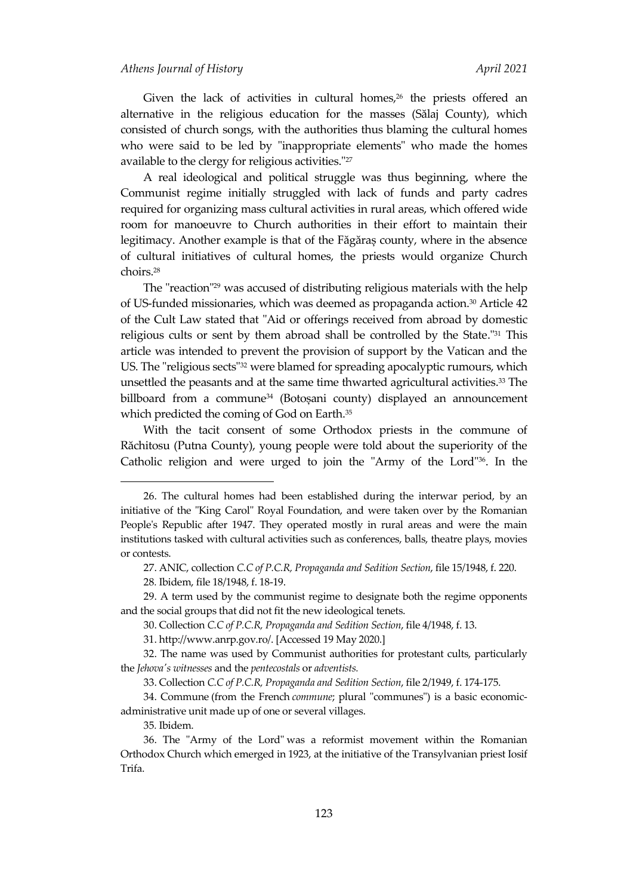Given the lack of activities in cultural homes,[26] the priests offered an alternative in the religious education for the masses (Sălaj County), which consisted of church songs, with the authorities thus blaming the cultural homes who were said to be led by "inappropriate elements" who made the homes available to the clergy for religious activities."[27]

A real ideological and political struggle was thus beginning, where the Communist regime initially struggled with lack of funds and party cadres required for organizing mass cultural activities in rural areas, which offered wide room for manoeuvre to Church authorities in their effort to maintain their legitimacy. Another example is that of the Făgăraș county, where in the absence of cultural initiatives of cultural homes, the priests would organize Church choirs.[28]

The "reaction"[29] was accused of distributing religious materials with the help of US-funded missionaries, which was deemed as propaganda action.[30] Article 42 of the Cult Law stated that "Aid or offerings received from abroad by domestic religious cults or sent by them abroad shall be controlled by the State."[31] This article was intended to prevent the provision of support by the Vatican and the US. The "religious sects"[32] were blamed for spreading apocalyptic rumours, which unsettled the peasants and at the same time thwarted agricultural activities.[33] The billboard from a commune[34] (Botoșani county) displayed an announcement which predicted the coming of God on Earth.[35]

With the tacit consent of some Orthodox priests in the commune of Răchitosu (Putna County), young people were told about the superiority of the Catholic religion and were urged to join the "Army of the Lord"[36]. In the

---

26. The cultural homes had been established during the interwar period, by an initiative of the "King Carol" Royal Foundation, and were taken over by the Romanian People's Republic after 1947. They operated mostly in rural areas and were the main institutions tasked with cultural activities such as conferences, balls, theatre plays, movies or contests.

27. ANIC, collection *C.C of P.C.R, Propaganda and Sedition Section*, file 15/1948, f. 220.

28. Ibidem, file 18/1948, f. 18-19.

29. A term used by the communist regime to designate both the regime opponents and the social groups that did not fit the new ideological tenets.

30. Collection *C.C of P.C.R, Propaganda and Sedition Section*, file 4/1948, f. 13.

31. http://www.anrp.gov.ro/. [Accessed 19 May 2020.]

32. The name was used by Communist authorities for protestant cults, particularly the *Jehova's witnesses* and the *pentecostals* or *adventists.*

33. Collection *C.C of P.C.R, Propaganda and Sedition Section*, file 2/1949, f. 174-175.

34. Commune (from the French *commune*; plural "communes") is a basic economic-administrative unit made up of one or several villages.

35. Ibidem.

36. The "Army of the Lord" was a reformist movement within the Romanian Orthodox Church which emerged in 1923, at the initiative of the Transylvanian priest Iosif Trifa.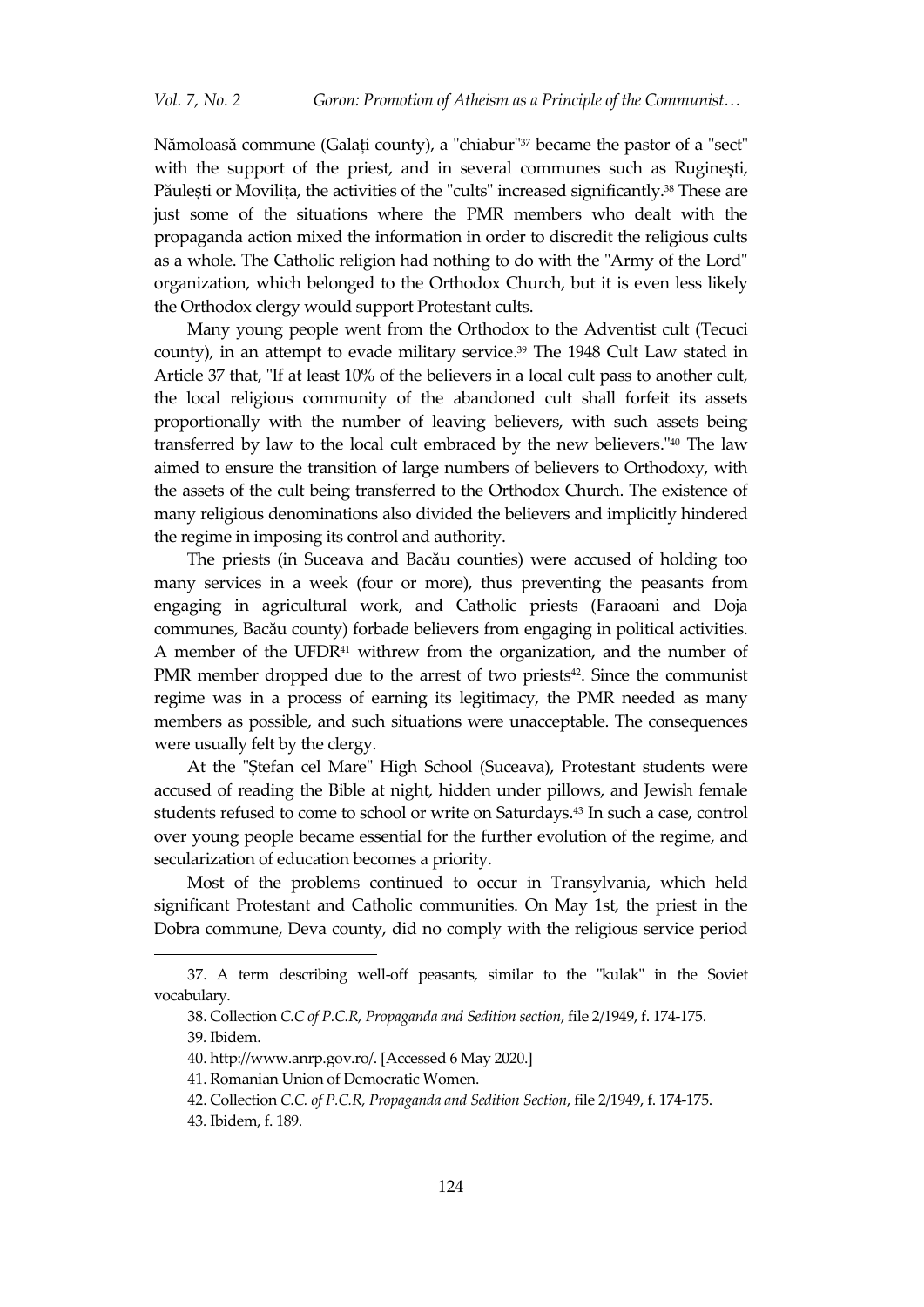Nămoloasă commune (Galați county), a "chiabur"[37] became the pastor of a "sect" with the support of the priest, and in several communes such as Ruginești, Păulești or Movilița, the activities of the "cults" increased significantly.[38] These are just some of the situations where the PMR members who dealt with the propaganda action mixed the information in order to discredit the religious cults as a whole. The Catholic religion had nothing to do with the "Army of the Lord" organization, which belonged to the Orthodox Church, but it is even less likely the Orthodox clergy would support Protestant cults.

Many young people went from the Orthodox to the Adventist cult (Tecuci county), in an attempt to evade military service.[39] The 1948 Cult Law stated in Article 37 that, "If at least 10% of the believers in a local cult pass to another cult, the local religious community of the abandoned cult shall forfeit its assets proportionally with the number of leaving believers, with such assets being transferred by law to the local cult embraced by the new believers."[40] The law aimed to ensure the transition of large numbers of believers to Orthodoxy, with the assets of the cult being transferred to the Orthodox Church. The existence of many religious denominations also divided the believers and implicitly hindered the regime in imposing its control and authority.

The priests (in Suceava and Bacău counties) were accused of holding too many services in a week (four or more), thus preventing the peasants from engaging in agricultural work, and Catholic priests (Faraoani and Doja communes, Bacău county) forbade believers from engaging in political activities. A member of the UFDR[41] withrew from the organization, and the number of PMR member dropped due to the arrest of two priests[42]. Since the communist regime was in a process of earning its legitimacy, the PMR needed as many members as possible, and such situations were unacceptable. The consequences were usually felt by the clergy.

At the "Ștefan cel Mare" High School (Suceava), Protestant students were accused of reading the Bible at night, hidden under pillows, and Jewish female students refused to come to school or write on Saturdays.[43] In such a case, control over young people became essential for the further evolution of the regime, and secularization of education becomes a priority.

Most of the problems continued to occur in Transylvania, which held significant Protestant and Catholic communities. On May 1st, the priest in the Dobra commune, Deva county, did no comply with the religious service period

---

37. A term describing well-off peasants, similar to the "kulak" in the Soviet vocabulary.

38. Collection *C.C of P.C.R, Propaganda and Sedition section*, file 2/1949, f. 174-175.

39. Ibidem.

40. http://www.anrp.gov.ro/. [Accessed 6 May 2020.]

41. Romanian Union of Democratic Women.

42. Collection *C.C. of P.C.R, Propaganda and Sedition Section*, file 2/1949, f. 174-175.

43. Ibidem, f. 189.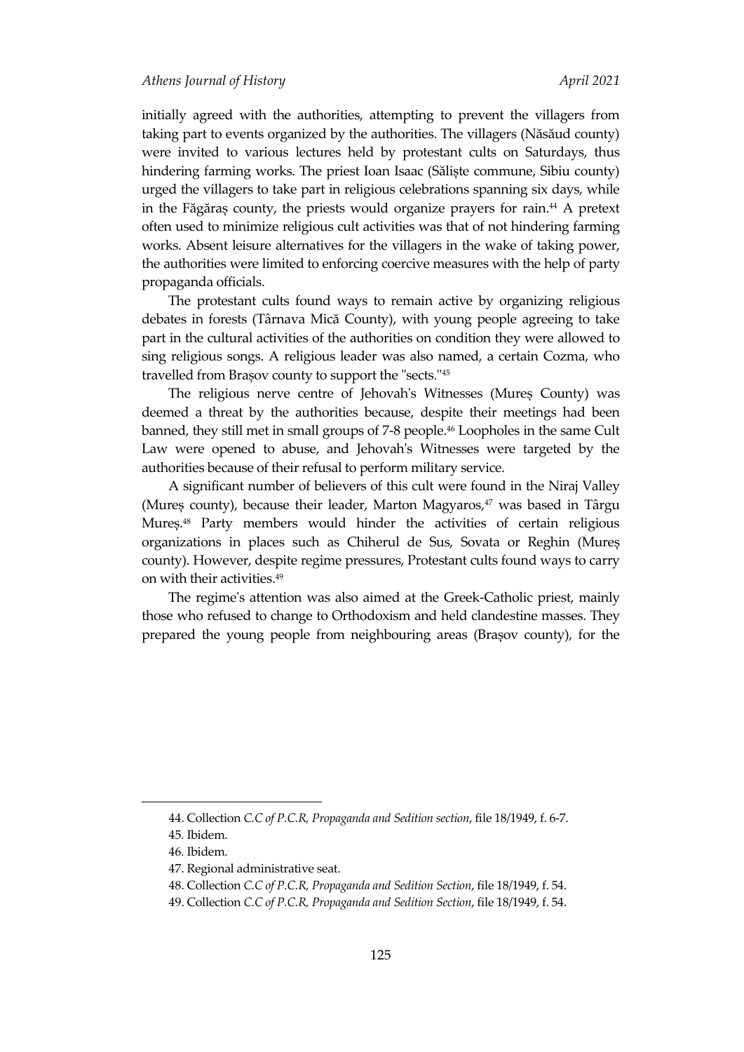initially agreed with the authorities, attempting to prevent the villagers from taking part to events organized by the authorities. The villagers (Năsăud county) were invited to various lectures held by protestant cults on Saturdays, thus hindering farming works. The priest Ioan Isaac (Săliște commune, Sibiu county) urged the villagers to take part in religious celebrations spanning six days, while in the Făgăraș county, the priests would organize prayers for rain.[44] A pretext often used to minimize religious cult activities was that of not hindering farming works. Absent leisure alternatives for the villagers in the wake of taking power, the authorities were limited to enforcing coercive measures with the help of party propaganda officials.

The protestant cults found ways to remain active by organizing religious debates in forests (Târnava Mică County), with young people agreeing to take part in the cultural activities of the authorities on condition they were allowed to sing religious songs. A religious leader was also named, a certain Cozma, who travelled from Brașov county to support the "sects."[45]

The religious nerve centre of Jehovah's Witnesses (Mureș County) was deemed a threat by the authorities because, despite their meetings had been banned, they still met in small groups of 7-8 people.[46] Loopholes in the same Cult Law were opened to abuse, and Jehovah's Witnesses were targeted by the authorities because of their refusal to perform military service.

A significant number of believers of this cult were found in the Niraj Valley (Mureș county), because their leader, Marton Magyaros,[47] was based in Târgu Mureș.[48] Party members would hinder the activities of certain religious organizations in places such as Chiherul de Sus, Sovata or Reghin (Mureș county). However, despite regime pressures, Protestant cults found ways to carry on with their activities.[49]

The regime's attention was also aimed at the Greek-Catholic priest, mainly those who refused to change to Orthodoxism and held clandestine masses. They prepared the young people from neighbouring areas (Brașov county), for the

---

44. Collection *C.C of P.C.R, Propaganda and Sedition section*, file 18/1949, f. 6-7.
45. Ibidem.
46. Ibidem.
47. Regional administrative seat.
48. Collection *C.C of P.C.R, Propaganda and Sedition Section*, file 18/1949, f. 54.
49. Collection *C.C of P.C.R, Propaganda and Sedition Section*, file 18/1949, f. 54.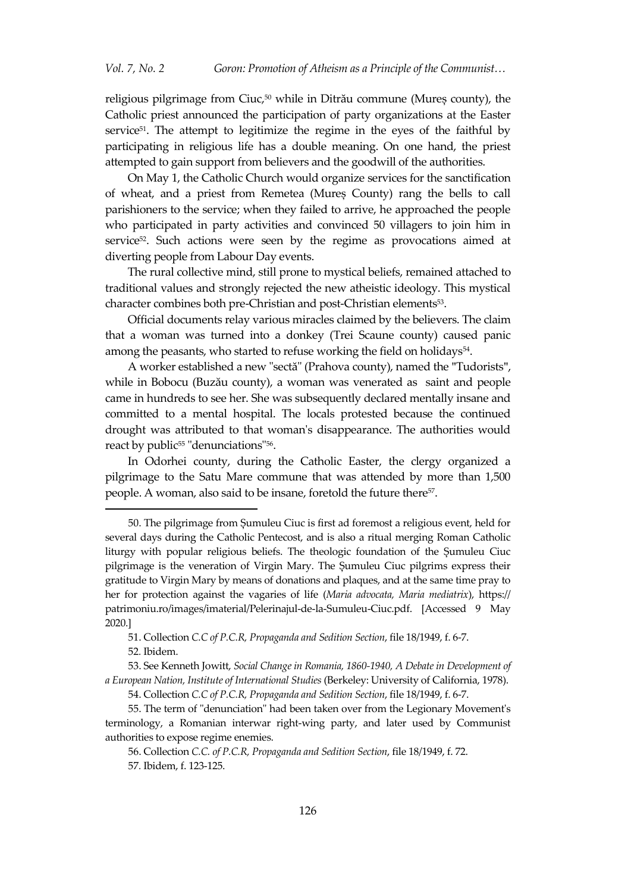religious pilgrimage from Ciuc,[50] while in Ditrău commune (Mureș county), the Catholic priest announced the participation of party organizations at the Easter service[51]. The attempt to legitimize the regime in the eyes of the faithful by participating in religious life has a double meaning. On one hand, the priest attempted to gain support from believers and the goodwill of the authorities.

On May 1, the Catholic Church would organize services for the sanctification of wheat, and a priest from Remetea (Mureș County) rang the bells to call parishioners to the service; when they failed to arrive, he approached the people who participated in party activities and convinced 50 villagers to join him in service[52]. Such actions were seen by the regime as provocations aimed at diverting people from Labour Day events.

The rural collective mind, still prone to mystical beliefs, remained attached to traditional values and strongly rejected the new atheistic ideology. This mystical character combines both pre-Christian and post-Christian elements[53].

Official documents relay various miracles claimed by the believers. The claim that a woman was turned into a donkey (Trei Scaune county) caused panic among the peasants, who started to refuse working the field on holidays[54].

A worker established a new "sectă" (Prahova county), named the "Tudorists", while in Bobocu (Buzău county), a woman was venerated as saint and people came in hundreds to see her. She was subsequently declared mentally insane and committed to a mental hospital. The locals protested because the continued drought was attributed to that woman's disappearance. The authorities would react by public[55] "denunciations"[56].

In Odorhei county, during the Catholic Easter, the clergy organized a pilgrimage to the Satu Mare commune that was attended by more than 1,500 people. A woman, also said to be insane, foretold the future there[57].

---

50. The pilgrimage from Șumuleu Ciuc is first ad foremost a religious event, held for several days during the Catholic Pentecost, and is also a ritual merging Roman Catholic liturgy with popular religious beliefs. The theologic foundation of the Șumuleu Ciuc pilgrimage is the veneration of Virgin Mary. The Șumuleu Ciuc pilgrims express their gratitude to Virgin Mary by means of donations and plaques, and at the same time pray to her for protection against the vagaries of life (*Maria advocata, Maria mediatrix*), https://patrimoniu.ro/images/imaterial/Pelerinajul-de-la-Sumuleu-Ciuc.pdf. [Accessed 9 May 2020.]

51. Collection *C.C of P.C.R, Propaganda and Sedition Section*, file 18/1949, f. 6-7.

52. Ibidem.

53. See Kenneth Jowitt, *Social Change in Romania, 1860-1940, A Debate in Development of a European Nation, Institute of International Studies* (Berkeley: University of California, 1978).

54. Collection *C.C of P.C.R, Propaganda and Sedition Section*, file 18/1949, f. 6-7.

55. The term of "denunciation" had been taken over from the Legionary Movement's terminology, a Romanian interwar right-wing party, and later used by Communist authorities to expose regime enemies.

56. Collection *C.C. of P.C.R, Propaganda and Sedition Section*, file 18/1949, f. 72.

57. Ibidem, f. 123-125.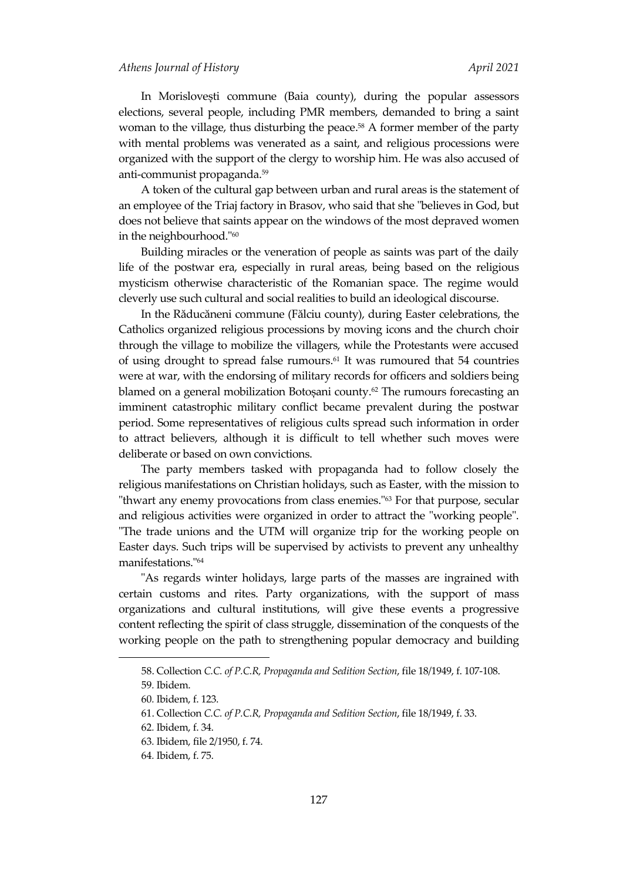In Morisloveşti commune (Baia county), during the popular assessors elections, several people, including PMR members, demanded to bring a saint woman to the village, thus disturbing the peace.[58] A former member of the party with mental problems was venerated as a saint, and religious processions were organized with the support of the clergy to worship him. He was also accused of anti-communist propaganda.[59]

A token of the cultural gap between urban and rural areas is the statement of an employee of the Triaj factory in Brasov, who said that she "believes in God, but does not believe that saints appear on the windows of the most depraved women in the neighbourhood."[60]

Building miracles or the veneration of people as saints was part of the daily life of the postwar era, especially in rural areas, being based on the religious mysticism otherwise characteristic of the Romanian space. The regime would cleverly use such cultural and social realities to build an ideological discourse.

In the Răducăneni commune (Fălciu county), during Easter celebrations, the Catholics organized religious processions by moving icons and the church choir through the village to mobilize the villagers, while the Protestants were accused of using drought to spread false rumours.[61] It was rumoured that 54 countries were at war, with the endorsing of military records for officers and soldiers being blamed on a general mobilization Botoşani county.[62] The rumours forecasting an imminent catastrophic military conflict became prevalent during the postwar period. Some representatives of religious cults spread such information in order to attract believers, although it is difficult to tell whether such moves were deliberate or based on own convictions.

The party members tasked with propaganda had to follow closely the religious manifestations on Christian holidays, such as Easter, with the mission to "thwart any enemy provocations from class enemies."[63] For that purpose, secular and religious activities were organized in order to attract the "working people". "The trade unions and the UTM will organize trip for the working people on Easter days. Such trips will be supervised by activists to prevent any unhealthy manifestations."[64]

"As regards winter holidays, large parts of the masses are ingrained with certain customs and rites. Party organizations, with the support of mass organizations and cultural institutions, will give these events a progressive content reflecting the spirit of class struggle, dissemination of the conquests of the working people on the path to strengthening popular democracy and building

---

58. Collection *C.C. of P.C.R, Propaganda and Sedition Section*, file 18/1949, f. 107-108.

59. Ibidem.

60. Ibidem, f. 123.

61. Collection *C.C. of P.C.R, Propaganda and Sedition Section*, file 18/1949, f. 33.

62. Ibidem, f. 34.

63. Ibidem, file 2/1950, f. 74.

64. Ibidem, f. 75.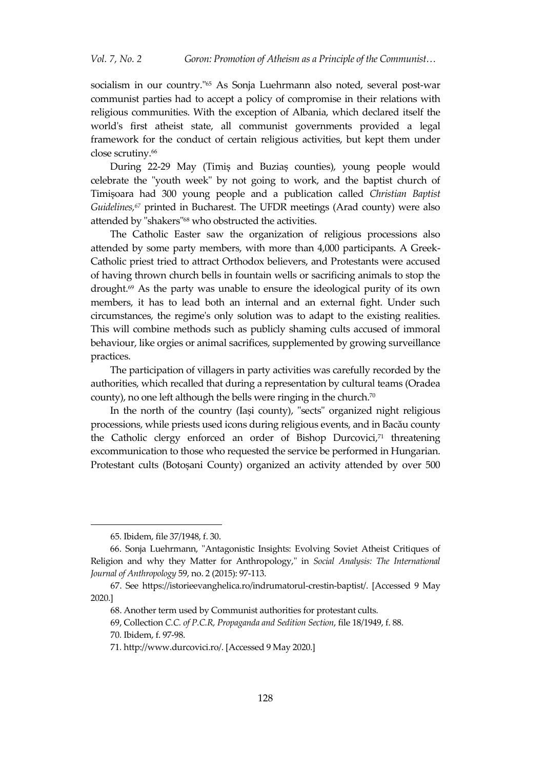socialism in our country."[65] As Sonja Luehrmann also noted, several post-war communist parties had to accept a policy of compromise in their relations with religious communities. With the exception of Albania, which declared itself the world's first atheist state, all communist governments provided a legal framework for the conduct of certain religious activities, but kept them under close scrutiny.[66]

During 22-29 May (Timiș and Buziaș counties), young people would celebrate the "youth week" by not going to work, and the baptist church of Timișoara had 300 young people and a publication called *Christian Baptist Guidelines*,[67] printed in Bucharest. The UFDR meetings (Arad county) were also attended by "shakers"[68] who obstructed the activities.

The Catholic Easter saw the organization of religious processions also attended by some party members, with more than 4,000 participants. A Greek-Catholic priest tried to attract Orthodox believers, and Protestants were accused of having thrown church bells in fountain wells or sacrificing animals to stop the drought.[69] As the party was unable to ensure the ideological purity of its own members, it has to lead both an internal and an external fight. Under such circumstances, the regime's only solution was to adapt to the existing realities. This will combine methods such as publicly shaming cults accused of immoral behaviour, like orgies or animal sacrifices, supplemented by growing surveillance practices.

The participation of villagers in party activities was carefully recorded by the authorities, which recalled that during a representation by cultural teams (Oradea county), no one left although the bells were ringing in the church.[70]

In the north of the country (Iași county), "sects" organized night religious processions, while priests used icons during religious events, and in Bacău county the Catholic clergy enforced an order of Bishop Durcovici,[71] threatening excommunication to those who requested the service be performed in Hungarian. Protestant cults (Botoșani County) organized an activity attended by over 500

---

65. Ibidem, file 37/1948, f. 30.

66. Sonja Luehrmann, "Antagonistic Insights: Evolving Soviet Atheist Critiques of Religion and why they Matter for Anthropology," in *Social Analysis: The International Journal of Anthropology* 59, no. 2 (2015): 97-113.

67. See https://istorieevanghelica.ro/indrumatorul-crestin-baptist/. [Accessed 9 May 2020.]

68. Another term used by Communist authorities for protestant cults.

69, Collection *C.C. of P.C.R, Propaganda and Sedition Section*, file 18/1949, f. 88.

70. Ibidem, f. 97-98.

71. http://www.durcovici.ro/. [Accessed 9 May 2020.]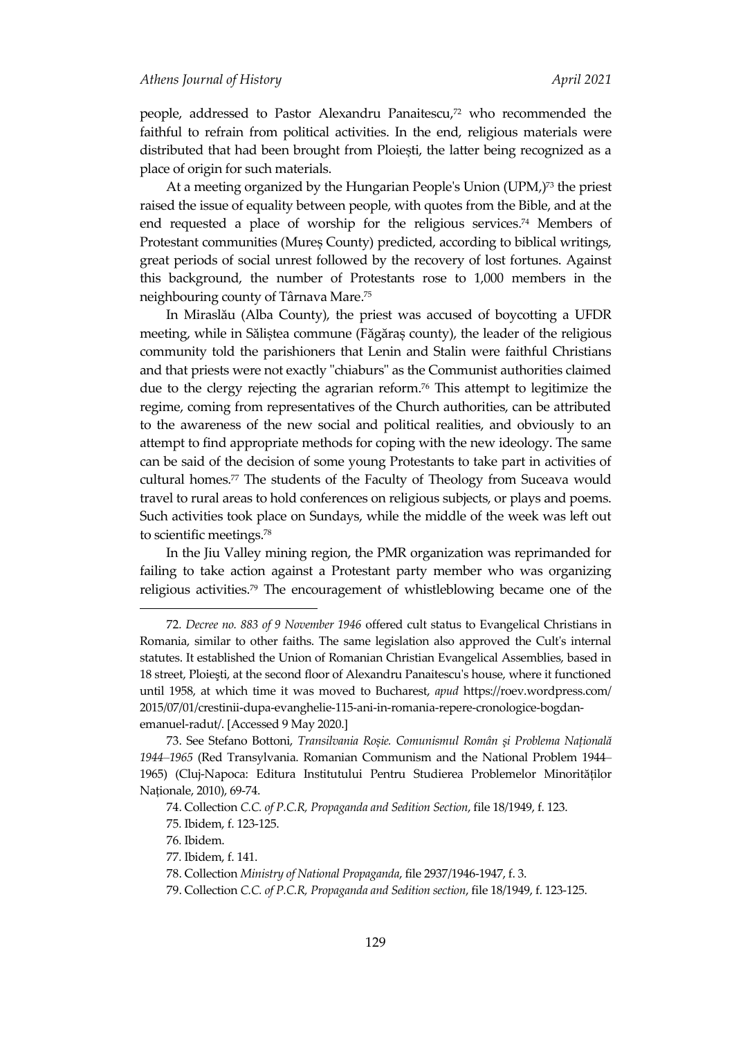people, addressed to Pastor Alexandru Panaitescu,[72] who recommended the faithful to refrain from political activities. In the end, religious materials were distributed that had been brought from Ploiești, the latter being recognized as a place of origin for such materials.

At a meeting organized by the Hungarian People's Union (UPM,)[73] the priest raised the issue of equality between people, with quotes from the Bible, and at the end requested a place of worship for the religious services.[74] Members of Protestant communities (Mureș County) predicted, according to biblical writings, great periods of social unrest followed by the recovery of lost fortunes. Against this background, the number of Protestants rose to 1,000 members in the neighbouring county of Târnava Mare.[75]

In Miraslău (Alba County), the priest was accused of boycotting a UFDR meeting, while in Săliștea commune (Făgăraș county), the leader of the religious community told the parishioners that Lenin and Stalin were faithful Christians and that priests were not exactly "chiaburs" as the Communist authorities claimed due to the clergy rejecting the agrarian reform.[76] This attempt to legitimize the regime, coming from representatives of the Church authorities, can be attributed to the awareness of the new social and political realities, and obviously to an attempt to find appropriate methods for coping with the new ideology. The same can be said of the decision of some young Protestants to take part in activities of cultural homes.[77] The students of the Faculty of Theology from Suceava would travel to rural areas to hold conferences on religious subjects, or plays and poems. Such activities took place on Sundays, while the middle of the week was left out to scientific meetings.[78]

In the Jiu Valley mining region, the PMR organization was reprimanded for failing to take action against a Protestant party member who was organizing religious activities.[79] The encouragement of whistleblowing became one of the

---

72. *Decree no. 883 of 9 November 1946* offered cult status to Evangelical Christians in Romania, similar to other faiths. The same legislation also approved the Cult's internal statutes. It established the Union of Romanian Christian Evangelical Assemblies, based in 18 street, Ploieşti, at the second floor of Alexandru Panaitescu's house, where it functioned until 1958, at which time it was moved to Bucharest, *apud* https://roev.wordpress.com/2015/07/01/crestinii-dupa-evanghelie-115-ani-in-romania-repere-cronologice-bogdan-emanuel-radut/. [Accessed 9 May 2020.]

73. See Stefano Bottoni, *Transilvania Roșie. Comunismul Român și Problema Națională 1944–1965* (Red Transylvania. Romanian Communism and the National Problem 1944–1965) (Cluj-Napoca: Editura Institutului Pentru Studierea Problemelor Minorităților Naționale, 2010), 69-74.

74. Collection *C.C. of P.C.R, Propaganda and Sedition Section*, file 18/1949, f. 123.

75. Ibidem, f. 123-125.

76. Ibidem.

77. Ibidem, f. 141.

78. Collection *Ministry of National Propaganda*, file 2937/1946-1947, f. 3.

79. Collection *C.C. of P.C.R, Propaganda and Sedition section*, file 18/1949, f. 123-125.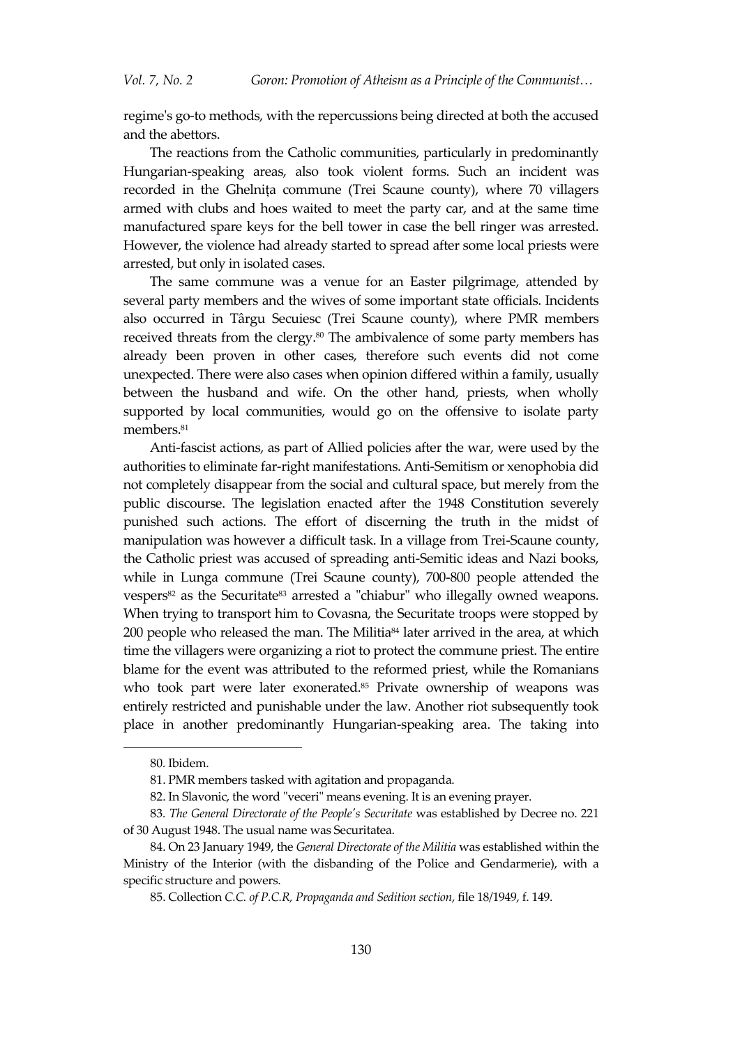regime's go-to methods, with the repercussions being directed at both the accused and the abettors.

The reactions from the Catholic communities, particularly in predominantly Hungarian-speaking areas, also took violent forms. Such an incident was recorded in the Ghelnița commune (Trei Scaune county), where 70 villagers armed with clubs and hoes waited to meet the party car, and at the same time manufactured spare keys for the bell tower in case the bell ringer was arrested. However, the violence had already started to spread after some local priests were arrested, but only in isolated cases.

The same commune was a venue for an Easter pilgrimage, attended by several party members and the wives of some important state officials. Incidents also occurred in Târgu Secuiesc (Trei Scaune county), where PMR members received threats from the clergy.[80] The ambivalence of some party members has already been proven in other cases, therefore such events did not come unexpected. There were also cases when opinion differed within a family, usually between the husband and wife. On the other hand, priests, when wholly supported by local communities, would go on the offensive to isolate party members.[81]

Anti-fascist actions, as part of Allied policies after the war, were used by the authorities to eliminate far-right manifestations. Anti-Semitism or xenophobia did not completely disappear from the social and cultural space, but merely from the public discourse. The legislation enacted after the 1948 Constitution severely punished such actions. The effort of discerning the truth in the midst of manipulation was however a difficult task. In a village from Trei-Scaune county, the Catholic priest was accused of spreading anti-Semitic ideas and Nazi books, while in Lunga commune (Trei Scaune county), 700-800 people attended the vespers[82] as the Securitate[83] arrested a "chiabur" who illegally owned weapons. When trying to transport him to Covasna, the Securitate troops were stopped by 200 people who released the man. The Militia[84] later arrived in the area, at which time the villagers were organizing a riot to protect the commune priest. The entire blame for the event was attributed to the reformed priest, while the Romanians who took part were later exonerated.[85] Private ownership of weapons was entirely restricted and punishable under the law. Another riot subsequently took place in another predominantly Hungarian-speaking area. The taking into

80. Ibidem.

81. PMR members tasked with agitation and propaganda.

82. In Slavonic, the word "veceri" means evening. It is an evening prayer.

83. *The General Directorate of the People's Securitate* was established by Decree no. 221 of 30 August 1948. The usual name was Securitatea.

84. On 23 January 1949, the *General Directorate of the Militia* was established within the Ministry of the Interior (with the disbanding of the Police and Gendarmerie), with a specific structure and powers.

85. Collection *C.C. of P.C.R, Propaganda and Sedition section*, file 18/1949, f. 149.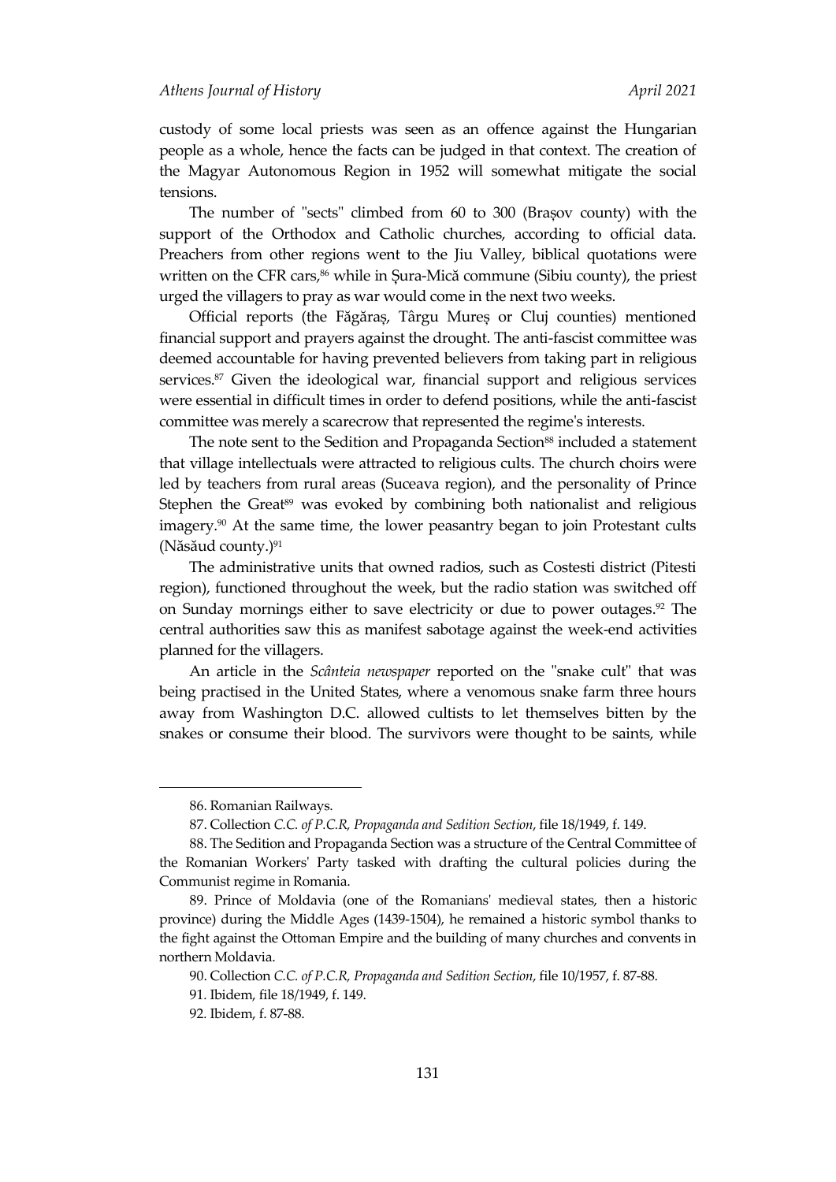custody of some local priests was seen as an offence against the Hungarian people as a whole, hence the facts can be judged in that context. The creation of the Magyar Autonomous Region in 1952 will somewhat mitigate the social tensions.

The number of "sects" climbed from 60 to 300 (Brașov county) with the support of the Orthodox and Catholic churches, according to official data. Preachers from other regions went to the Jiu Valley, biblical quotations were written on the CFR cars,[86] while in Șura-Mică commune (Sibiu county), the priest urged the villagers to pray as war would come in the next two weeks.

Official reports (the Făgăraș, Târgu Mureș or Cluj counties) mentioned financial support and prayers against the drought. The anti-fascist committee was deemed accountable for having prevented believers from taking part in religious services.[87] Given the ideological war, financial support and religious services were essential in difficult times in order to defend positions, while the anti-fascist committee was merely a scarecrow that represented the regime's interests.

The note sent to the Sedition and Propaganda Section[88] included a statement that village intellectuals were attracted to religious cults. The church choirs were led by teachers from rural areas (Suceava region), and the personality of Prince Stephen the Great[89] was evoked by combining both nationalist and religious imagery.[90] At the same time, the lower peasantry began to join Protestant cults (Năsăud county.)[91]

The administrative units that owned radios, such as Costesti district (Pitesti region), functioned throughout the week, but the radio station was switched off on Sunday mornings either to save electricity or due to power outages.[92] The central authorities saw this as manifest sabotage against the week-end activities planned for the villagers.

An article in the *Scânteia newspaper* reported on the "snake cult" that was being practised in the United States, where a venomous snake farm three hours away from Washington D.C. allowed cultists to let themselves bitten by the snakes or consume their blood. The survivors were thought to be saints, while

---

86. Romanian Railways.

87. Collection *C.C. of P.C.R, Propaganda and Sedition Section*, file 18/1949, f. 149.

88. The Sedition and Propaganda Section was a structure of the Central Committee of the Romanian Workers' Party tasked with drafting the cultural policies during the Communist regime in Romania.

89. Prince of Moldavia (one of the Romanians' medieval states, then a historic province) during the Middle Ages (1439-1504), he remained a historic symbol thanks to the fight against the Ottoman Empire and the building of many churches and convents in northern Moldavia.

90. Collection *C.C. of P.C.R, Propaganda and Sedition Section*, file 10/1957, f. 87-88.

91. Ibidem, file 18/1949, f. 149.

92. Ibidem, f. 87-88.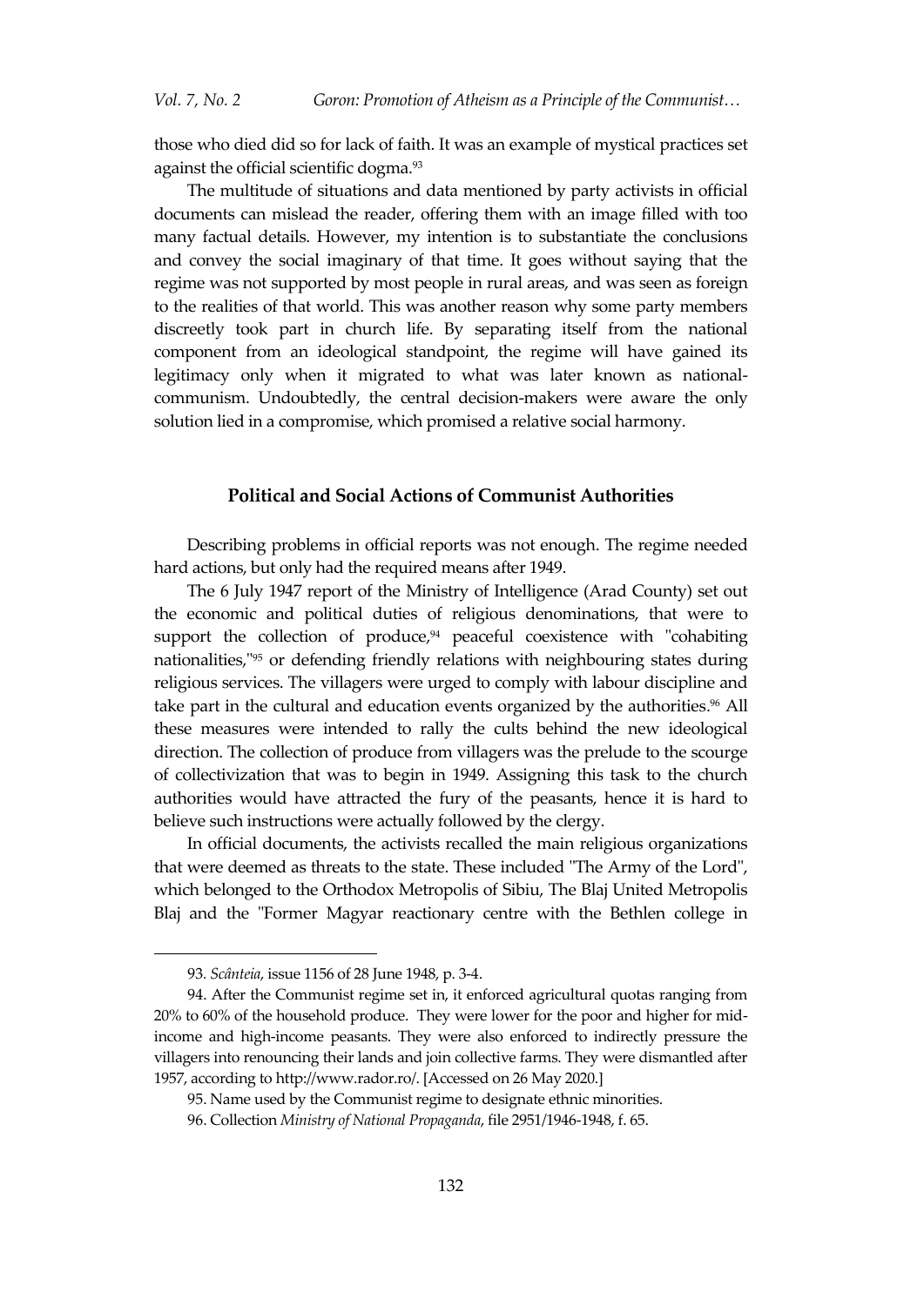those who died did so for lack of faith. It was an example of mystical practices set against the official scientific dogma.[93]

The multitude of situations and data mentioned by party activists in official documents can mislead the reader, offering them with an image filled with too many factual details. However, my intention is to substantiate the conclusions and convey the social imaginary of that time. It goes without saying that the regime was not supported by most people in rural areas, and was seen as foreign to the realities of that world. This was another reason why some party members discreetly took part in church life. By separating itself from the national component from an ideological standpoint, the regime will have gained its legitimacy only when it migrated to what was later known as national-communism. Undoubtedly, the central decision-makers were aware the only solution lied in a compromise, which promised a relative social harmony.

## Political and Social Actions of Communist Authorities

Describing problems in official reports was not enough. The regime needed hard actions, but only had the required means after 1949.

The 6 July 1947 report of the Ministry of Intelligence (Arad County) set out the economic and political duties of religious denominations, that were to support the collection of produce,[94] peaceful coexistence with "cohabiting nationalities,"[95] or defending friendly relations with neighbouring states during religious services. The villagers were urged to comply with labour discipline and take part in the cultural and education events organized by the authorities.[96] All these measures were intended to rally the cults behind the new ideological direction. The collection of produce from villagers was the prelude to the scourge of collectivization that was to begin in 1949. Assigning this task to the church authorities would have attracted the fury of the peasants, hence it is hard to believe such instructions were actually followed by the clergy.

In official documents, the activists recalled the main religious organizations that were deemed as threats to the state. These included "The Army of the Lord", which belonged to the Orthodox Metropolis of Sibiu, The Blaj United Metropolis Blaj and the "Former Magyar reactionary centre with the Bethlen college in

---

93. *Scânteia*, issue 1156 of 28 June 1948, p. 3-4.

94. After the Communist regime set in, it enforced agricultural quotas ranging from 20% to 60% of the household produce. They were lower for the poor and higher for mid-income and high-income peasants. They were also enforced to indirectly pressure the villagers into renouncing their lands and join collective farms. They were dismantled after 1957, according to http://www.rador.ro/. [Accessed on 26 May 2020.]

95. Name used by the Communist regime to designate ethnic minorities.

96. Collection *Ministry of National Propaganda*, file 2951/1946-1948, f. 65.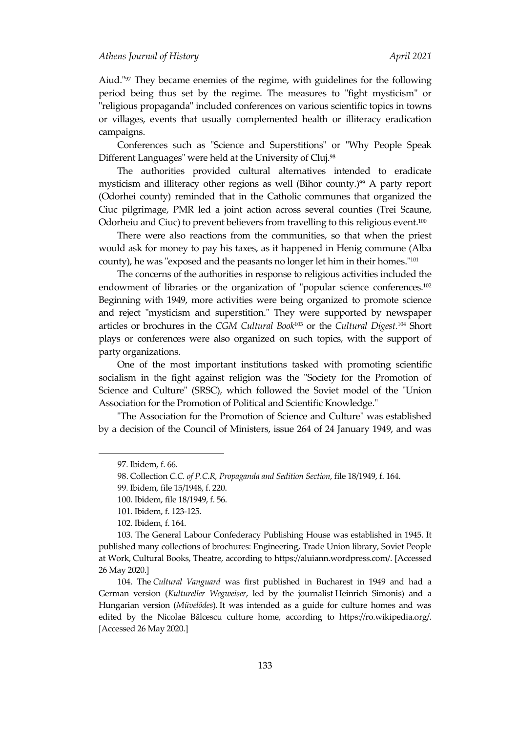Aiud."[97] They became enemies of the regime, with guidelines for the following period being thus set by the regime. The measures to "fight mysticism" or "religious propaganda" included conferences on various scientific topics in towns or villages, events that usually complemented health or illiteracy eradication campaigns.

Conferences such as "Science and Superstitions" or "Why People Speak Different Languages" were held at the University of Cluj.[98]

The authorities provided cultural alternatives intended to eradicate mysticism and illiteracy other regions as well (Bihor county.)[99] A party report (Odorhei county) reminded that in the Catholic communes that organized the Ciuc pilgrimage, PMR led a joint action across several counties (Trei Scaune, Odorheiu and Ciuc) to prevent believers from travelling to this religious event.[100]

There were also reactions from the communities, so that when the priest would ask for money to pay his taxes, as it happened in Henig commune (Alba county), he was "exposed and the peasants no longer let him in their homes."[101]

The concerns of the authorities in response to religious activities included the endowment of libraries or the organization of "popular science conferences.[102] Beginning with 1949, more activities were being organized to promote science and reject "mysticism and superstition." They were supported by newspaper articles or brochures in the *CGM Cultural Book*[103] or the *Cultural Digest*.[104] Short plays or conferences were also organized on such topics, with the support of party organizations.

One of the most important institutions tasked with promoting scientific socialism in the fight against religion was the "Society for the Promotion of Science and Culture" (SRSC), which followed the Soviet model of the "Union Association for the Promotion of Political and Scientific Knowledge."

"The Association for the Promotion of Science and Culture" was established by a decision of the Council of Ministers, issue 264 of 24 January 1949, and was

---

97. Ibidem, f. 66.

98. Collection *C.C. of P.C.R, Propaganda and Sedition Section*, file 18/1949, f. 164.

99. Ibidem, file 15/1948, f. 220.

100. Ibidem, file 18/1949, f. 56.

101. Ibidem, f. 123-125.

102. Ibidem, f. 164.

103. The General Labour Confederacy Publishing House was established in 1945. It published many collections of brochures: Engineering, Trade Union library, Soviet People at Work, Cultural Books, Theatre, according to https://aluiann.wordpress.com/. [Accessed 26 May 2020.]

104. The *Cultural Vanguard* was first published in Bucharest in 1949 and had a German version (*Kultureller Wegweiser*, led by the journalist Heinrich Simonis) and a Hungarian version (*Művelödes*). It was intended as a guide for culture homes and was edited by the Nicolae Bălcescu culture home, according to https://ro.wikipedia.org/. [Accessed 26 May 2020.]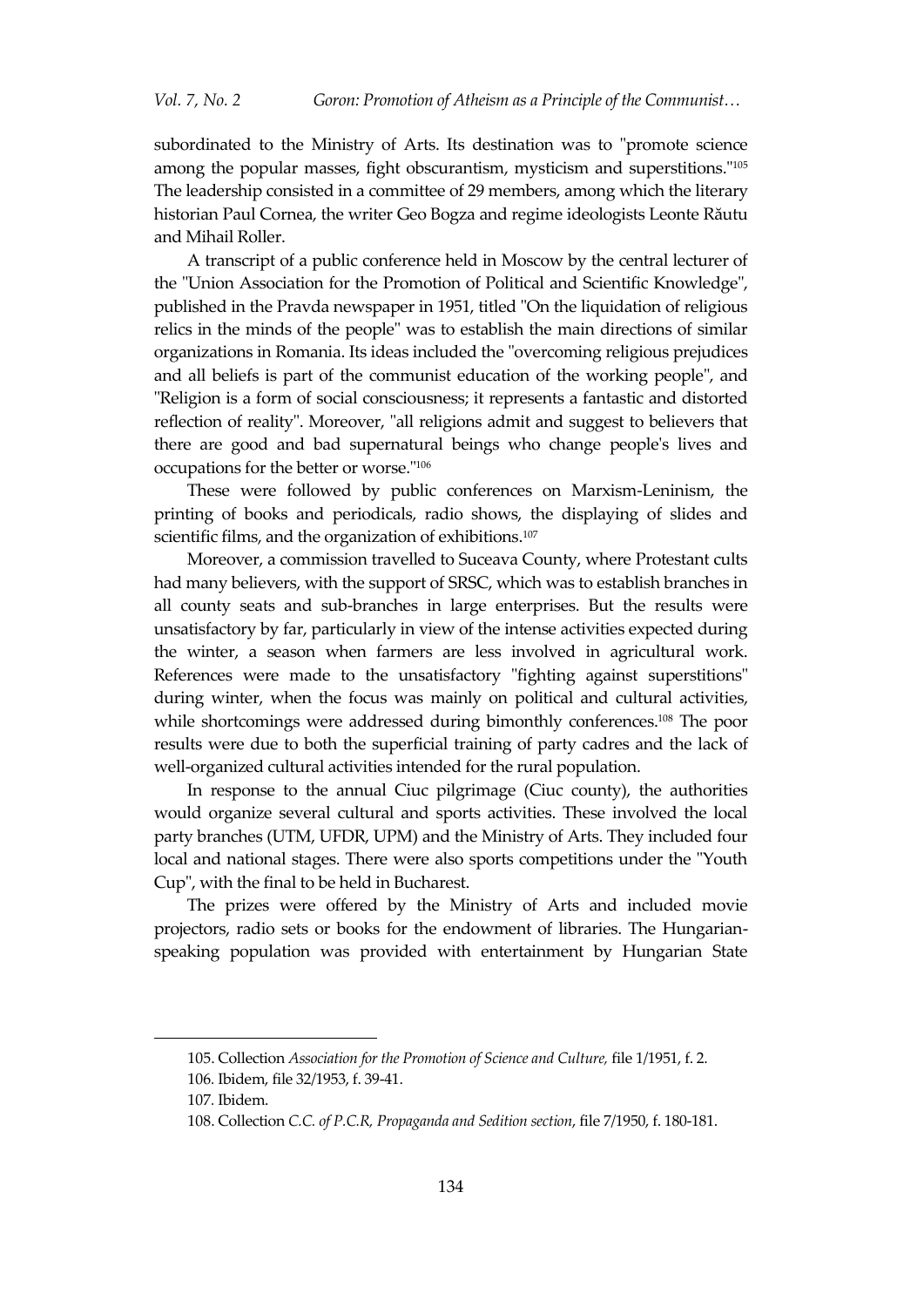subordinated to the Ministry of Arts. Its destination was to "promote science among the popular masses, fight obscurantism, mysticism and superstitions."[105] The leadership consisted in a committee of 29 members, among which the literary historian Paul Cornea, the writer Geo Bogza and regime ideologists Leonte Răutu and Mihail Roller.

A transcript of a public conference held in Moscow by the central lecturer of the "Union Association for the Promotion of Political and Scientific Knowledge", published in the Pravda newspaper in 1951, titled "On the liquidation of religious relics in the minds of the people" was to establish the main directions of similar organizations in Romania. Its ideas included the "overcoming religious prejudices and all beliefs is part of the communist education of the working people", and "Religion is a form of social consciousness; it represents a fantastic and distorted reflection of reality". Moreover, "all religions admit and suggest to believers that there are good and bad supernatural beings who change people's lives and occupations for the better or worse."[106]

These were followed by public conferences on Marxism-Leninism, the printing of books and periodicals, radio shows, the displaying of slides and scientific films, and the organization of exhibitions.[107]

Moreover, a commission travelled to Suceava County, where Protestant cults had many believers, with the support of SRSC, which was to establish branches in all county seats and sub-branches in large enterprises. But the results were unsatisfactory by far, particularly in view of the intense activities expected during the winter, a season when farmers are less involved in agricultural work. References were made to the unsatisfactory "fighting against superstitions" during winter, when the focus was mainly on political and cultural activities, while shortcomings were addressed during bimonthly conferences.[108] The poor results were due to both the superficial training of party cadres and the lack of well-organized cultural activities intended for the rural population.

In response to the annual Ciuc pilgrimage (Ciuc county), the authorities would organize several cultural and sports activities. These involved the local party branches (UTM, UFDR, UPM) and the Ministry of Arts. They included four local and national stages. There were also sports competitions under the "Youth Cup", with the final to be held in Bucharest.

The prizes were offered by the Ministry of Arts and included movie projectors, radio sets or books for the endowment of libraries. The Hungarian-speaking population was provided with entertainment by Hungarian State

---

105. Collection *Association for the Promotion of Science and Culture,* file 1/1951, f. 2.

106. Ibidem, file 32/1953, f. 39-41.

107. Ibidem.

108. Collection *C.C. of P.C.R, Propaganda and Sedition section*, file 7/1950, f. 180-181.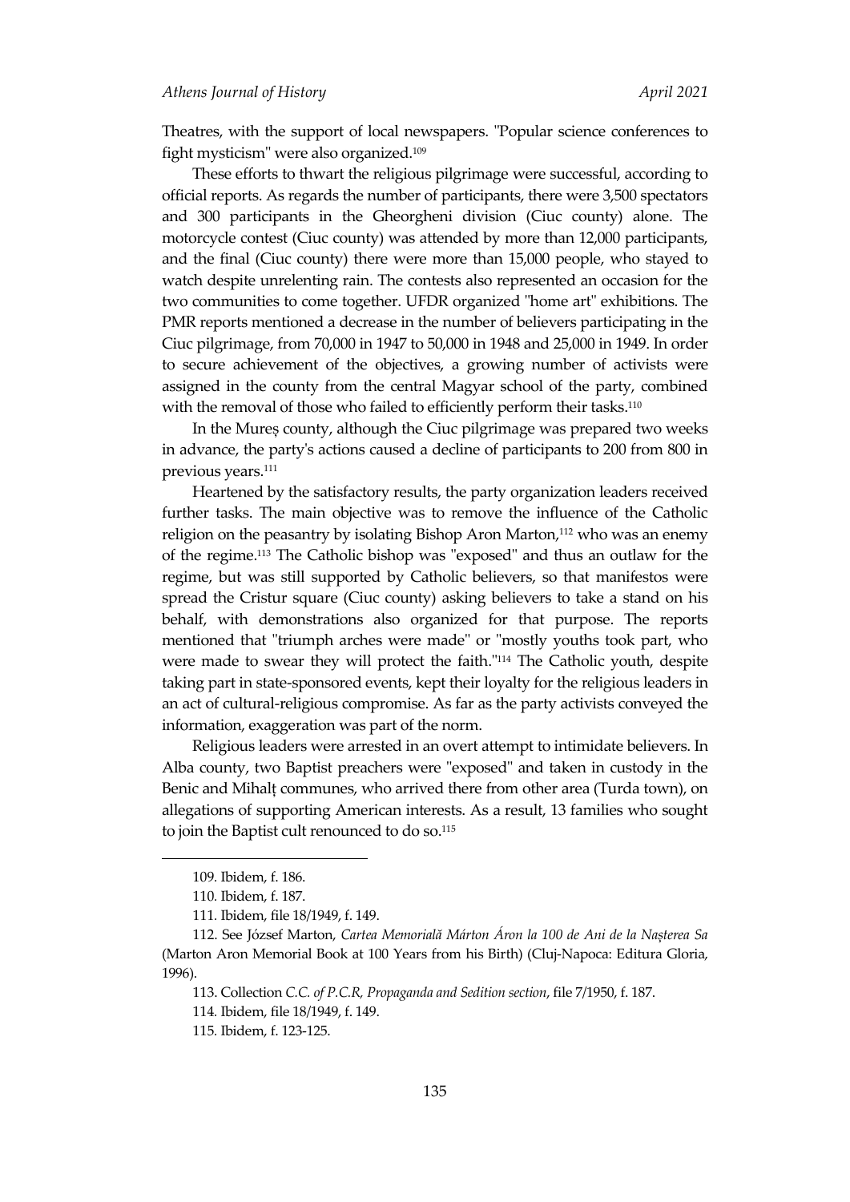Theatres, with the support of local newspapers. "Popular science conferences to fight mysticism" were also organized.[109]

These efforts to thwart the religious pilgrimage were successful, according to official reports. As regards the number of participants, there were 3,500 spectators and 300 participants in the Gheorgheni division (Ciuc county) alone. The motorcycle contest (Ciuc county) was attended by more than 12,000 participants, and the final (Ciuc county) there were more than 15,000 people, who stayed to watch despite unrelenting rain. The contests also represented an occasion for the two communities to come together. UFDR organized "home art" exhibitions. The PMR reports mentioned a decrease in the number of believers participating in the Ciuc pilgrimage, from 70,000 in 1947 to 50,000 in 1948 and 25,000 in 1949. In order to secure achievement of the objectives, a growing number of activists were assigned in the county from the central Magyar school of the party, combined with the removal of those who failed to efficiently perform their tasks.[110]

In the Mureș county, although the Ciuc pilgrimage was prepared two weeks in advance, the party's actions caused a decline of participants to 200 from 800 in previous years.[111]

Heartened by the satisfactory results, the party organization leaders received further tasks. The main objective was to remove the influence of the Catholic religion on the peasantry by isolating Bishop Aron Marton,[112] who was an enemy of the regime.[113] The Catholic bishop was "exposed" and thus an outlaw for the regime, but was still supported by Catholic believers, so that manifestos were spread the Cristur square (Ciuc county) asking believers to take a stand on his behalf, with demonstrations also organized for that purpose. The reports mentioned that "triumph arches were made" or "mostly youths took part, who were made to swear they will protect the faith."[114] The Catholic youth, despite taking part in state-sponsored events, kept their loyalty for the religious leaders in an act of cultural-religious compromise. As far as the party activists conveyed the information, exaggeration was part of the norm.

Religious leaders were arrested in an overt attempt to intimidate believers. In Alba county, two Baptist preachers were "exposed" and taken in custody in the Benic and Mihalț communes, who arrived there from other area (Turda town), on allegations of supporting American interests. As a result, 13 families who sought to join the Baptist cult renounced to do so.[115]

---

109. Ibidem, f. 186.

110. Ibidem, f. 187.

111. Ibidem, file 18/1949, f. 149.

112. See József Marton, *Cartea Memorială Márton Áron la 100 de Ani de la Nașterea Sa* (Marton Aron Memorial Book at 100 Years from his Birth) (Cluj-Napoca: Editura Gloria, 1996).

113. Collection *C.C. of P.C.R, Propaganda and Sedition section*, file 7/1950, f. 187.

114. Ibidem, file 18/1949, f. 149.

115. Ibidem, f. 123-125.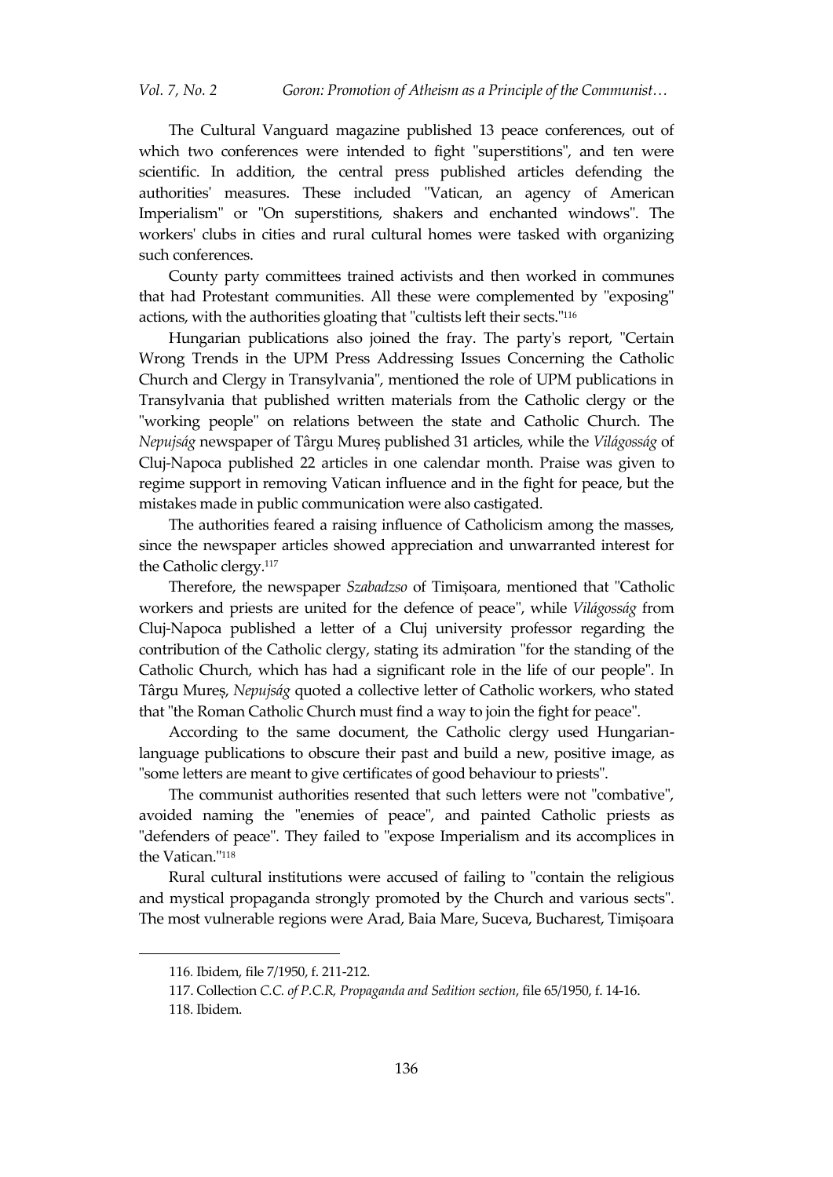The Cultural Vanguard magazine published 13 peace conferences, out of which two conferences were intended to fight "superstitions", and ten were scientific. In addition, the central press published articles defending the authorities' measures. These included "Vatican, an agency of American Imperialism" or "On superstitions, shakers and enchanted windows". The workers' clubs in cities and rural cultural homes were tasked with organizing such conferences.

County party committees trained activists and then worked in communes that had Protestant communities. All these were complemented by "exposing" actions, with the authorities gloating that "cultists left their sects."[116]

Hungarian publications also joined the fray. The party's report, "Certain Wrong Trends in the UPM Press Addressing Issues Concerning the Catholic Church and Clergy in Transylvania", mentioned the role of UPM publications in Transylvania that published written materials from the Catholic clergy or the "working people" on relations between the state and Catholic Church. The *Nepujság* newspaper of Târgu Mureș published 31 articles, while the *Világosság* of Cluj-Napoca published 22 articles in one calendar month. Praise was given to regime support in removing Vatican influence and in the fight for peace, but the mistakes made in public communication were also castigated.

The authorities feared a raising influence of Catholicism among the masses, since the newspaper articles showed appreciation and unwarranted interest for the Catholic clergy.[117]

Therefore, the newspaper *Szabadzso* of Timișoara, mentioned that "Catholic workers and priests are united for the defence of peace", while *Világosság* from Cluj-Napoca published a letter of a Cluj university professor regarding the contribution of the Catholic clergy, stating its admiration "for the standing of the Catholic Church, which has had a significant role in the life of our people". In Târgu Mureș, *Nepujság* quoted a collective letter of Catholic workers, who stated that "the Roman Catholic Church must find a way to join the fight for peace".

According to the same document, the Catholic clergy used Hungarian-language publications to obscure their past and build a new, positive image, as "some letters are meant to give certificates of good behaviour to priests".

The communist authorities resented that such letters were not "combative", avoided naming the "enemies of peace", and painted Catholic priests as "defenders of peace". They failed to "expose Imperialism and its accomplices in the Vatican."[118]

Rural cultural institutions were accused of failing to "contain the religious and mystical propaganda strongly promoted by the Church and various sects". The most vulnerable regions were Arad, Baia Mare, Suceva, Bucharest, Timișoara

---

116. Ibidem, file 7/1950, f. 211-212.

117. Collection *C.C. of P.C.R, Propaganda and Sedition section*, file 65/1950, f. 14-16.

118. Ibidem.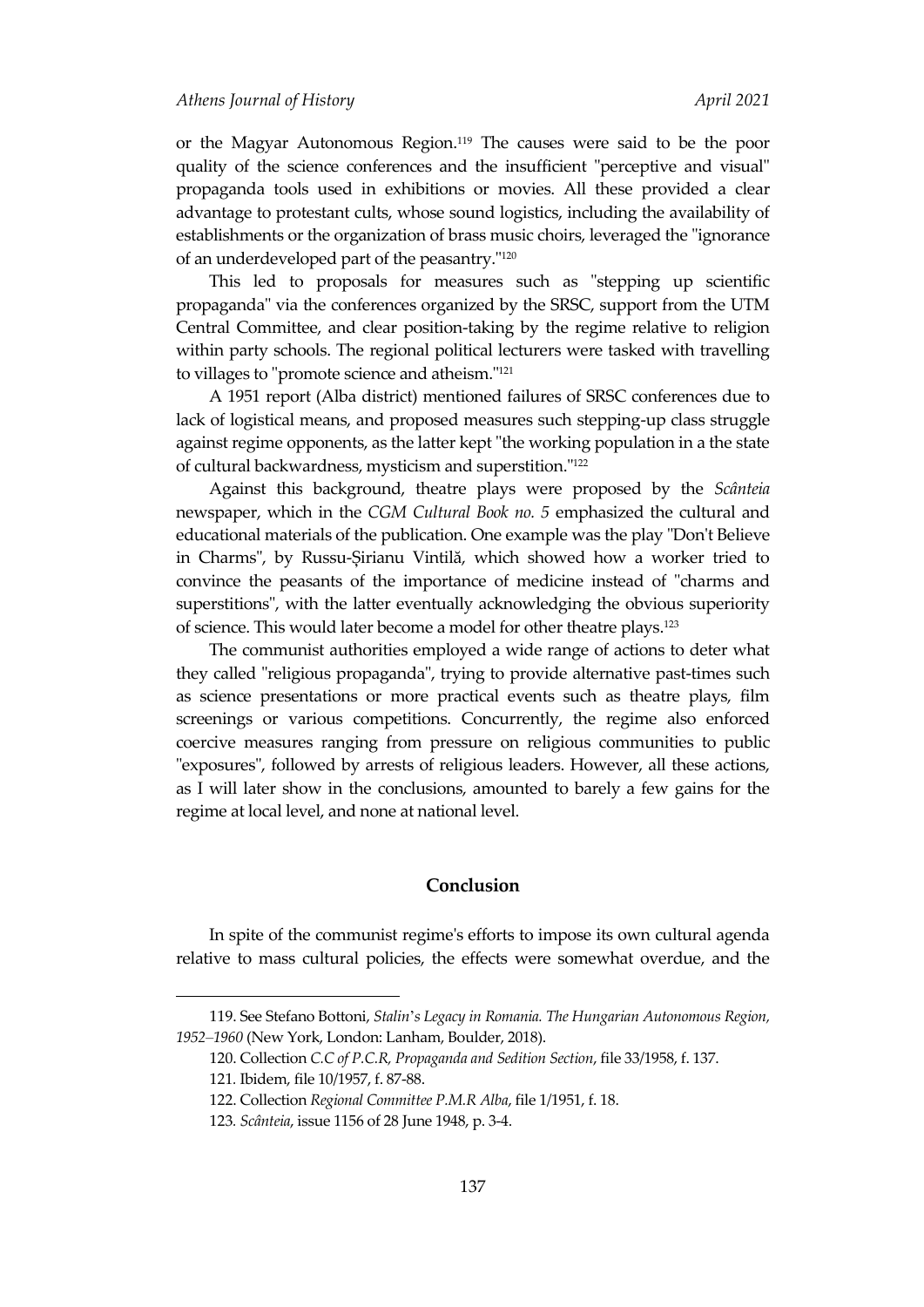or the Magyar Autonomous Region.[119] The causes were said to be the poor quality of the science conferences and the insufficient "perceptive and visual" propaganda tools used in exhibitions or movies. All these provided a clear advantage to protestant cults, whose sound logistics, including the availability of establishments or the organization of brass music choirs, leveraged the "ignorance of an underdeveloped part of the peasantry."[120]

This led to proposals for measures such as "stepping up scientific propaganda" via the conferences organized by the SRSC, support from the UTM Central Committee, and clear position-taking by the regime relative to religion within party schools. The regional political lecturers were tasked with travelling to villages to "promote science and atheism."[121]

A 1951 report (Alba district) mentioned failures of SRSC conferences due to lack of logistical means, and proposed measures such stepping-up class struggle against regime opponents, as the latter kept "the working population in a the state of cultural backwardness, mysticism and superstition."[122]

Against this background, theatre plays were proposed by the *Scânteia* newspaper, which in the *CGM Cultural Book no. 5* emphasized the cultural and educational materials of the publication. One example was the play "Don't Believe in Charms", by Russu-Șirianu Vintilă, which showed how a worker tried to convince the peasants of the importance of medicine instead of "charms and superstitions", with the latter eventually acknowledging the obvious superiority of science. This would later become a model for other theatre plays.[123]

The communist authorities employed a wide range of actions to deter what they called "religious propaganda", trying to provide alternative past-times such as science presentations or more practical events such as theatre plays, film screenings or various competitions. Concurrently, the regime also enforced coercive measures ranging from pressure on religious communities to public "exposures", followed by arrests of religious leaders. However, all these actions, as I will later show in the conclusions, amounted to barely a few gains for the regime at local level, and none at national level.

## Conclusion

In spite of the communist regime's efforts to impose its own cultural agenda relative to mass cultural policies, the effects were somewhat overdue, and the

---

119. See Stefano Bottoni, *Stalin's Legacy in Romania. The Hungarian Autonomous Region, 1952–1960* (New York, London: Lanham, Boulder, 2018).

120. Collection *C.C of P.C.R, Propaganda and Sedition Section*, file 33/1958, f. 137.

121. Ibidem, file 10/1957, f. 87-88.

122. Collection *Regional Committee P.M.R Alba*, file 1/1951, f. 18.

123. *Scânteia*, issue 1156 of 28 June 1948, p. 3-4.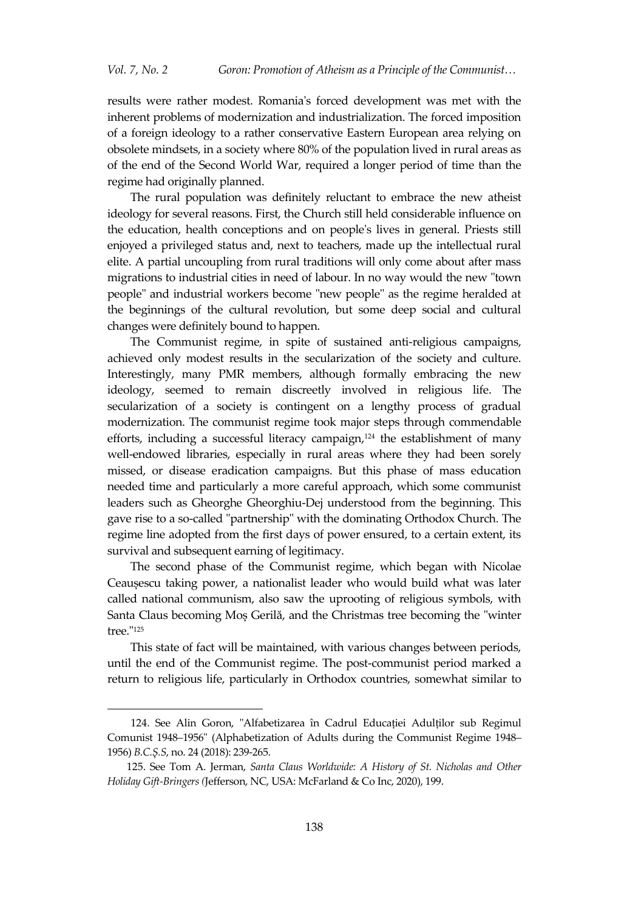results were rather modest. Romania's forced development was met with the inherent problems of modernization and industrialization. The forced imposition of a foreign ideology to a rather conservative Eastern European area relying on obsolete mindsets, in a society where 80% of the population lived in rural areas as of the end of the Second World War, required a longer period of time than the regime had originally planned.

The rural population was definitely reluctant to embrace the new atheist ideology for several reasons. First, the Church still held considerable influence on the education, health conceptions and on people's lives in general. Priests still enjoyed a privileged status and, next to teachers, made up the intellectual rural elite. A partial uncoupling from rural traditions will only come about after mass migrations to industrial cities in need of labour. In no way would the new "town people" and industrial workers become "new people" as the regime heralded at the beginnings of the cultural revolution, but some deep social and cultural changes were definitely bound to happen.

The Communist regime, in spite of sustained anti-religious campaigns, achieved only modest results in the secularization of the society and culture. Interestingly, many PMR members, although formally embracing the new ideology, seemed to remain discreetly involved in religious life. The secularization of a society is contingent on a lengthy process of gradual modernization. The communist regime took major steps through commendable efforts, including a successful literacy campaign,[124] the establishment of many well-endowed libraries, especially in rural areas where they had been sorely missed, or disease eradication campaigns. But this phase of mass education needed time and particularly a more careful approach, which some communist leaders such as Gheorghe Gheorghiu-Dej understood from the beginning. This gave rise to a so-called "partnership" with the dominating Orthodox Church. The regime line adopted from the first days of power ensured, to a certain extent, its survival and subsequent earning of legitimacy.

The second phase of the Communist regime, which began with Nicolae Ceaușescu taking power, a nationalist leader who would build what was later called national communism, also saw the uprooting of religious symbols, with Santa Claus becoming Moș Gerilă, and the Christmas tree becoming the "winter tree."[125]

This state of fact will be maintained, with various changes between periods, until the end of the Communist regime. The post-communist period marked a return to religious life, particularly in Orthodox countries, somewhat similar to

124. See Alin Goron, "Alfabetizarea în Cadrul Educației Adulților sub Regimul Comunist 1948–1956" (Alphabetization of Adults during the Communist Regime 1948–1956) *B.C.Ș.S*, no. 24 (2018): 239-265.

125. See Tom A. Jerman, *Santa Claus Worldwide: A History of St. Nicholas and Other Holiday Gift-Bringers* (Jefferson, NC, USA: McFarland & Co Inc, 2020), 199.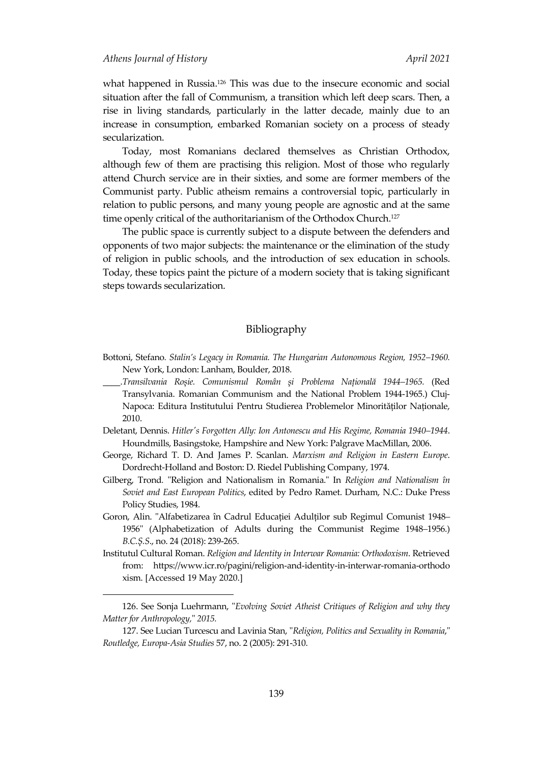what happened in Russia.[126] This was due to the insecure economic and social situation after the fall of Communism, a transition which left deep scars. Then, a rise in living standards, particularly in the latter decade, mainly due to an increase in consumption, embarked Romanian society on a process of steady secularization.

Today, most Romanians declared themselves as Christian Orthodox, although few of them are practising this religion. Most of those who regularly attend Church service are in their sixties, and some are former members of the Communist party. Public atheism remains a controversial topic, particularly in relation to public persons, and many young people are agnostic and at the same time openly critical of the authoritarianism of the Orthodox Church.[127]

The public space is currently subject to a dispute between the defenders and opponents of two major subjects: the maintenance or the elimination of the study of religion in public schools, and the introduction of sex education in schools. Today, these topics paint the picture of a modern society that is taking significant steps towards secularization.

## Bibliography

Bottoni, Stefano. *Stalin's Legacy in Romania. The Hungarian Autonomous Region, 1952–1960.* New York, London: Lanham, Boulder, 2018.

____.*Transilvania Roșie. Comunismul Român şi Problema Națională 1944–1965.* (Red Transylvania. Romanian Communism and the National Problem 1944-1965.) Cluj-Napoca: Editura Institutului Pentru Studierea Problemelor Minorităților Naționale, 2010.

Deletant, Dennis. *Hitler's Forgotten Ally: Ion Antonescu and His Regime, Romania 1940–1944*. Houndmills, Basingstoke, Hampshire and New York: Palgrave MacMillan, 2006.

George, Richard T. D. And James P. Scanlan. *Marxism and Religion in Eastern Europe*. Dordrecht-Holland and Boston: D. Riedel Publishing Company, 1974.

Gilberg, Trond. "Religion and Nationalism in Romania." In *Religion and Nationalism în Soviet and East European Politics*, edited by Pedro Ramet. Durham, N.C.: Duke Press Policy Studies, 1984.

Goron, Alin. "Alfabetizarea în Cadrul Educației Adulților sub Regimul Comunist 1948–1956" (Alphabetization of Adults during the Communist Regime 1948–1956.) *B.C.Ș.S*., no. 24 (2018): 239-265.

Institutul Cultural Roman. *Religion and Identity in Interwar Romania: Orthodoxism*. Retrieved from: https://www.icr.ro/pagini/religion-and-identity-in-interwar-romania-orthodoxism. [Accessed 19 May 2020.]

126. See Sonja Luehrmann, "*Evolving Soviet Atheist Critiques of Religion and why they Matter for Anthropology,*" *2015.*

127. See Lucian Turcescu and Lavinia Stan, "*Religion, Politics and Sexuality in Romania*," *Routledge, Europa-Asia Studies* 57, no. 2 (2005): 291-310.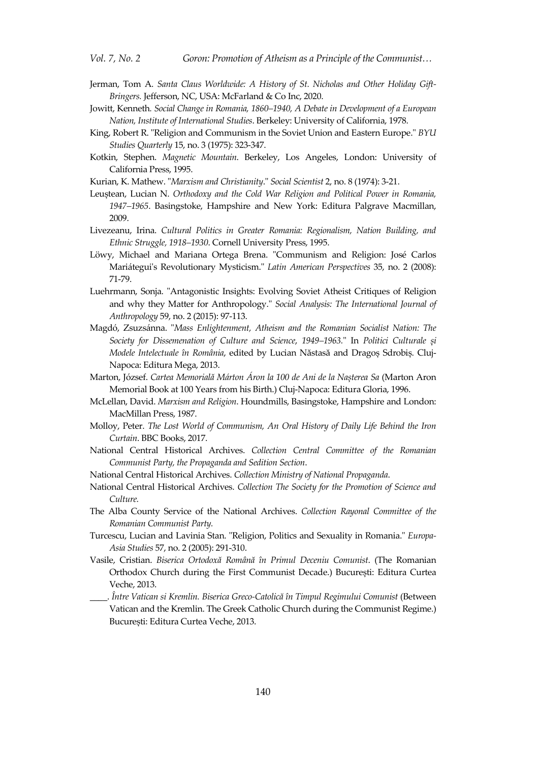Jerman, Tom A. *Santa Claus Worldwide: A History of St. Nicholas and Other Holiday Gift-Bringers.* Jefferson, NC, USA: McFarland & Co Inc, 2020.

Jowitt, Kenneth. *Social Change in Romania, 1860–1940, A Debate in Development of a European Nation, Institute of International Studies*. Berkeley: University of California, 1978.

King, Robert R. "Religion and Communism in the Soviet Union and Eastern Europe." *BYU Studies Quarterly* 15, no. 3 (1975): 323-347.

Kotkin, Stephen. *Magnetic Mountain*. Berkeley, Los Angeles, London: University of California Press, 1995.

Kurian, K. Mathew. "*Marxism and Christianity*." *Social Scientist* 2, no. 8 (1974): 3-21.

Leuștean, Lucian N. *Orthodoxy and the Cold War Religion and Political Power in Romania, 1947–1965*. Basingstoke, Hampshire and New York: Editura Palgrave Macmillan, 2009.

Livezeanu, Irina. *Cultural Politics in Greater Romania: Regionalism, Nation Building, and Ethnic Struggle, 1918–1930*. Cornell University Press, 1995.

Löwy, Michael and Mariana Ortega Brena. "Communism and Religion: José Carlos Mariátegui's Revolutionary Mysticism." *Latin American Perspectives* 35, no. 2 (2008): 71-79.

Luehrmann, Sonja. "Antagonistic Insights: Evolving Soviet Atheist Critiques of Religion and why they Matter for Anthropology." *Social Analysis: The International Journal of Anthropology* 59, no. 2 (2015): 97-113.

Magdó, Zsuzsánna. "*Mass Enlightenment, Atheism and the Romanian Socialist Nation: The Society for Dissemenation of Culture and Science, 1949–1963*." In *Politici Culturale și Modele Intelectuale în România*, edited by Lucian Năstasă and Dragoș Sdrobiș. Cluj-Napoca: Editura Mega, 2013.

Marton, József. *Cartea Memorială Márton Áron la 100 de Ani de la Nașterea Sa* (Marton Aron Memorial Book at 100 Years from his Birth.) Cluj-Napoca: Editura Gloria, 1996.

McLellan, David. *Marxism and Religion*. Houndmills, Basingstoke, Hampshire and London: MacMillan Press, 1987.

Molloy, Peter. *The Lost World of Communism, An Oral History of Daily Life Behind the Iron Curtain*. BBC Books, 2017.

National Central Historical Archives. *Collection Central Committee of the Romanian Communist Party, the Propaganda and Sedition Section*.

National Central Historical Archives. *Collection Ministry of National Propaganda*.

National Central Historical Archives. *Collection The Society for the Promotion of Science and Culture.*

The Alba County Service of the National Archives. *Collection Rayonal Committee of the Romanian Communist Party.*

Turcescu, Lucian and Lavinia Stan. "Religion, Politics and Sexuality in Romania." *Europa-Asia Studies* 57, no. 2 (2005): 291-310.

Vasile, Cristian. *Biserica Ortodoxă Română în Primul Deceniu Comunist*. (The Romanian Orthodox Church during the First Communist Decade.) București: Editura Curtea Veche, 2013.

\_\_\_\_. *Între Vatican si Kremlin. Biserica Greco-Catolică în Timpul Regimului Comunist* (Between Vatican and the Kremlin. The Greek Catholic Church during the Communist Regime.) București: Editura Curtea Veche, 2013.